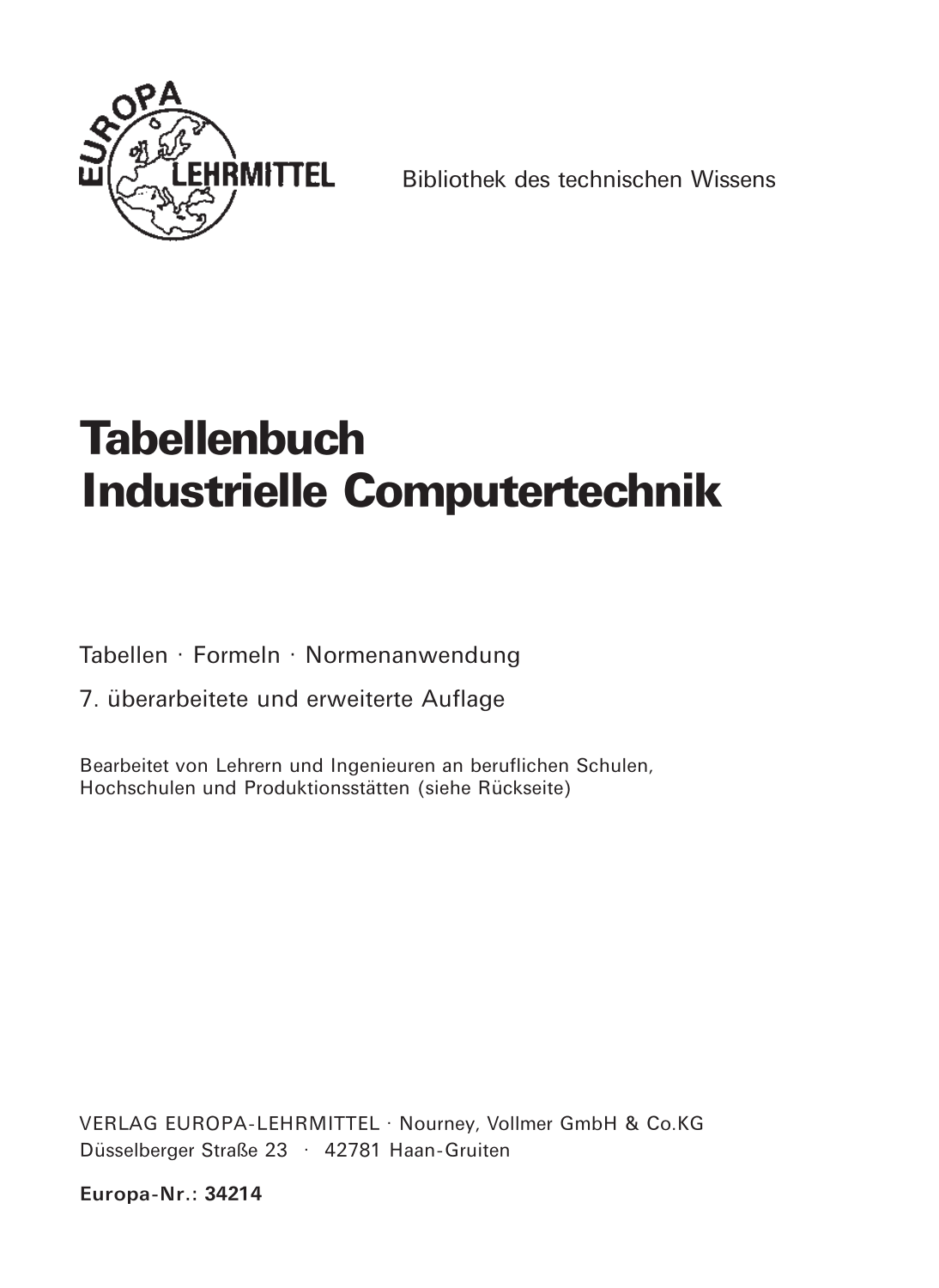EUROPA LEHRMITTEL

Bibliothek des technischen Wissens

# Tabellenbuch
# Industrielle Computertechnik

Tabellen · Formeln · Normenanwendung

7. überarbeitete und erweiterte Auflage

Bearbeitet von Lehrern und Ingenieuren an beruflichen Schulen,
Hochschulen und Produktionsstätten (siehe Rückseite)

VERLAG EUROPA-LEHRMITTEL · Nourney, Vollmer GmbH & Co.KG
Düsselberger Straße 23 · 42781 Haan-Gruiten

**Europa-Nr.: 34214**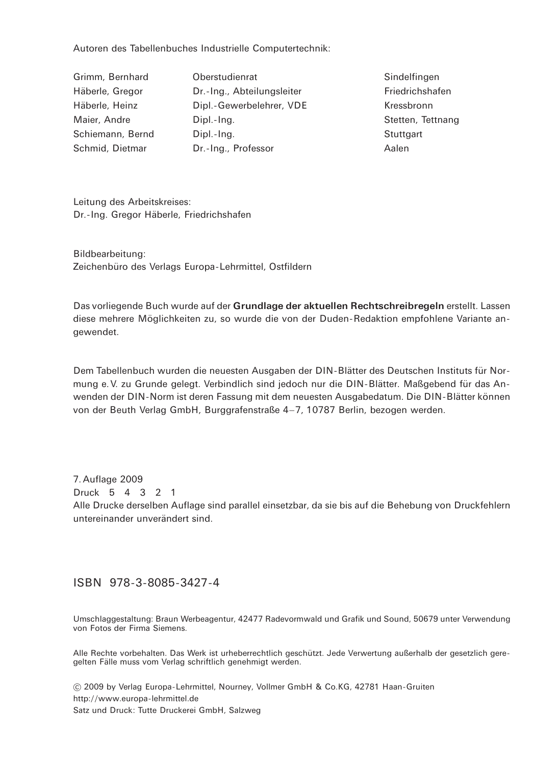Autoren des Tabellenbuches Industrielle Computertechnik:

| | | |
|---|---|---|
| Grimm, Bernhard | Oberstudienrat | Sindelfingen |
| Häberle, Gregor | Dr.-Ing., Abteilungsleiter | Friedrichshafen |
| Häberle, Heinz | Dipl.-Gewerbelehrer, VDE | Kressbronn |
| Maier, Andre | Dipl.-Ing. | Stetten, Tettnang |
| Schiemann, Bernd | Dipl.-Ing. | Stuttgart |
| Schmid, Dietmar | Dr.-Ing., Professor | Aalen |

Leitung des Arbeitskreises:
Dr.-Ing. Gregor Häberle, Friedrichshafen

Bildbearbeitung:
Zeichenbüro des Verlags Europa-Lehrmittel, Ostfildern

Das vorliegende Buch wurde auf der **Grundlage der aktuellen Rechtschreibregeln** erstellt. Lassen diese mehrere Möglichkeiten zu, so wurde die von der Duden-Redaktion empfohlene Variante angewendet.

Dem Tabellenbuch wurden die neuesten Ausgaben der DIN-Blätter des Deutschen Instituts für Normung e.V. zu Grunde gelegt. Verbindlich sind jedoch nur die DIN-Blätter. Maßgebend für das Anwenden der DIN-Norm ist deren Fassung mit dem neuesten Ausgabedatum. Die DIN-Blätter können von der Beuth Verlag GmbH, Burggrafenstraße 4–7, 10787 Berlin, bezogen werden.

7. Auflage 2009
Druck 5 4 3 2 1
Alle Drucke derselben Auflage sind parallel einsetzbar, da sie bis auf die Behebung von Druckfehlern untereinander unverändert sind.

ISBN 978-3-8085-3427-4

Umschlaggestaltung: Braun Werbeagentur, 42477 Radevormwald und Grafik und Sound, 50679 unter Verwendung von Fotos der Firma Siemens.

Alle Rechte vorbehalten. Das Werk ist urheberrechtlich geschützt. Jede Verwertung außerhalb der gesetzlich geregelten Fälle muss vom Verlag schriftlich genehmigt werden.

© 2009 by Verlag Europa-Lehrmittel, Nourney, Vollmer GmbH & Co.KG, 42781 Haan-Gruiten
http://www.europa-lehrmittel.de
Satz und Druck: Tutte Druckerei GmbH, Salzweg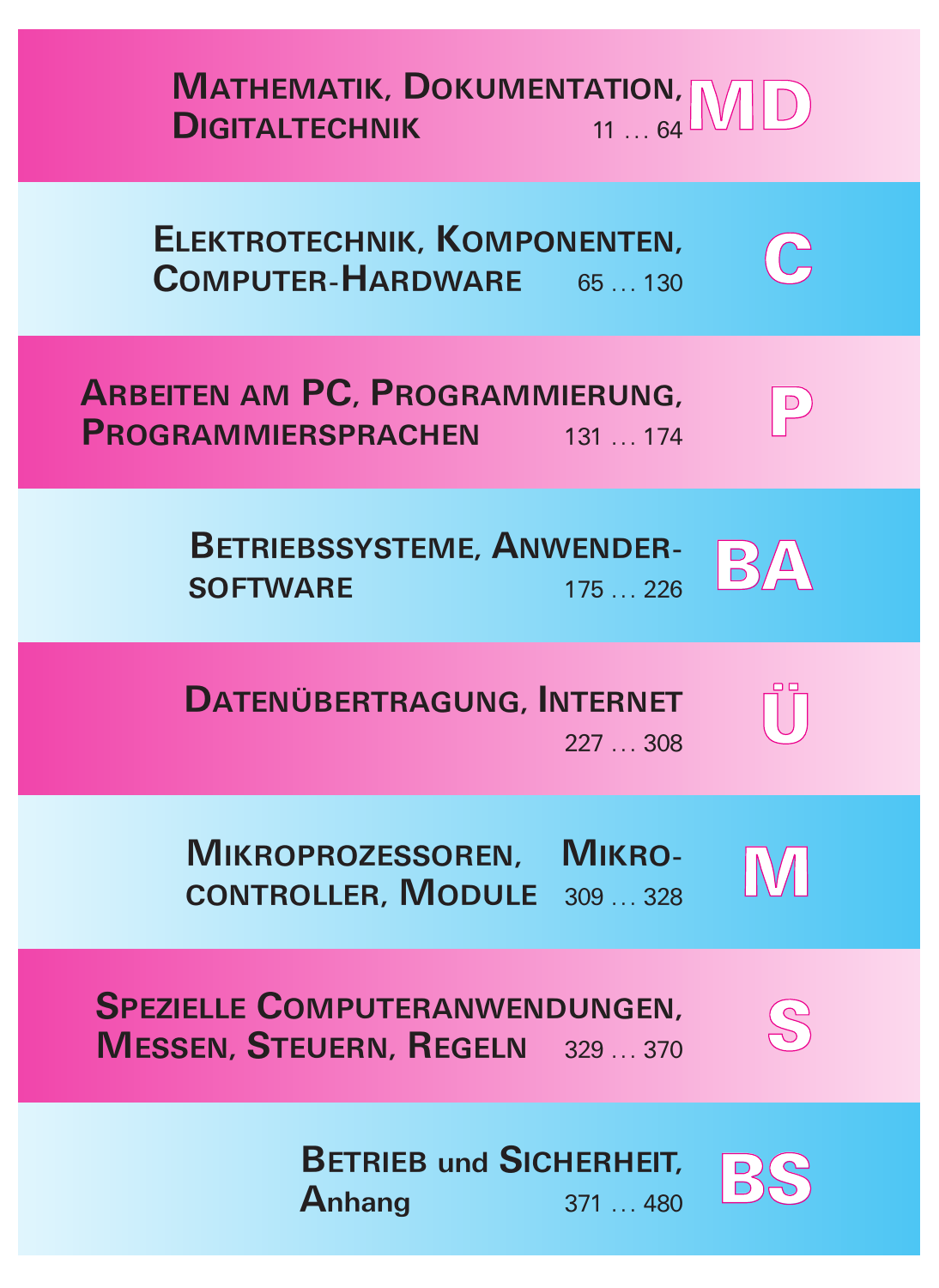| Kapitel | Seiten | Kürzel |
|---|---|---|
| **MATHEMATIK, DOKUMENTATION, DIGITALTECHNIK** | 11 … 64 | **MD** |
| **ELEKTROTECHNIK, KOMPONENTEN, COMPUTER-HARDWARE** | 65 … 130 | **C** |
| **ARBEITEN AM PC, PROGRAMMIERUNG, PROGRAMMIERSPRACHEN** | 131 … 174 | **P** |
| **BETRIEBSSYSTEME, ANWENDER-SOFTWARE** | 175 … 226 | **BA** |
| **DATENÜBERTRAGUNG, INTERNET** | 227 … 308 | **Ü** |
| **MIKROPROZESSOREN, MIKRO-CONTROLLER, MODULE** | 309 … 328 | **M** |
| **SPEZIELLE COMPUTERANWENDUNGEN, MESSEN, STEUERN, REGELN** | 329 … 370 | **S** |
| **BETRIEB und SICHERHEIT, Anhang** | 371 … 480 | **BS** |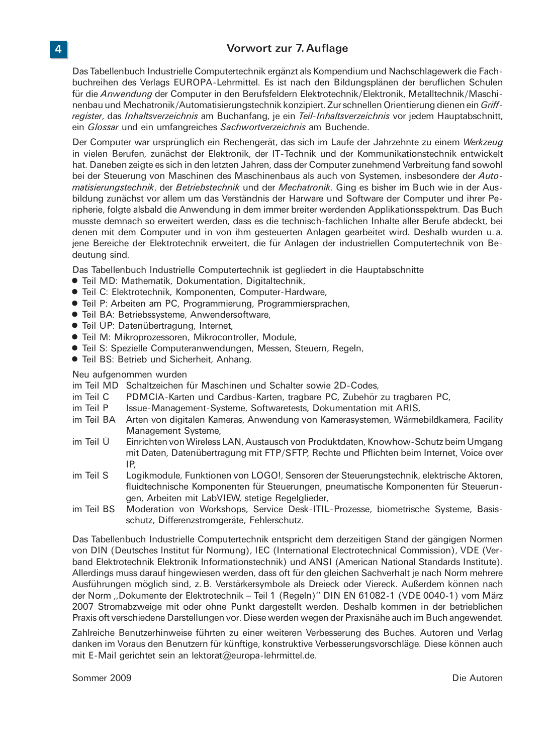# Vorwort zur 7. Auflage

Das Tabellenbuch Industrielle Computertechnik ergänzt als Kompendium und Nachschlagewerk die Fachbuchreihen des Verlags EUROPA-Lehrmittel. Es ist nach den Bildungsplänen der beruflichen Schulen für die *Anwendung* der Computer in den Berufsfeldern Elektrotechnik/Elektronik, Metalltechnik/Maschinenbau und Mechatronik/Automatisierungstechnik konzipiert. Zur schnellen Orientierung dienen ein *Griffregister*, das *Inhaltsverzeichnis* am Buchanfang, je ein *Teil-Inhaltsverzeichnis* vor jedem Hauptabschnitt, ein *Glossar* und ein umfangreiches *Sachwortverzeichnis* am Buchende.

Der Computer war ursprünglich ein Rechengerät, das sich im Laufe der Jahrzehnte zu einem *Werkzeug* in vielen Berufen, zunächst der Elektronik, der IT-Technik und der Kommunikationstechnik entwickelt hat. Daneben zeigte es sich in den letzten Jahren, dass der Computer zunehmend Verbreitung fand sowohl bei der Steuerung von Maschinen des Maschinenbaus als auch von Systemen, insbesondere der *Automatisierungstechnik*, der *Betriebstechnik* und der *Mechatronik*. Ging es bisher im Buch wie in der Ausbildung zunächst vor allem um das Verständnis der Harware und Software der Computer und ihrer Peripherie, folgte alsbald die Anwendung in dem immer breiter werdenden Applikationsspektrum. Das Buch musste demnach so erweitert werden, dass es die technisch-fachlichen Inhalte aller Berufe abdeckt, bei denen mit dem Computer und in von ihm gesteuerten Anlagen gearbeitet wird. Deshalb wurden u. a. jene Bereiche der Elektrotechnik erweitert, die für Anlagen der industriellen Computertechnik von Bedeutung sind.

Das Tabellenbuch Industrielle Computertechnik ist gegliedert in die Hauptabschnitte

- Teil MD: Mathematik, Dokumentation, Digitaltechnik,
- Teil C: Elektrotechnik, Komponenten, Computer-Hardware,
- Teil P: Arbeiten am PC, Programmierung, Programmiersprachen,
- Teil BA: Betriebssysteme, Anwendersoftware,
- Teil ÜP: Datenübertragung, Internet,
- Teil M: Mikroprozessoren, Mikrocontroller, Module,
- Teil S: Spezielle Computeranwendungen, Messen, Steuern, Regeln,
- Teil BS: Betrieb und Sicherheit, Anhang.

Neu aufgenommen wurden

| | |
|---|---|
| im Teil MD | Schaltzeichen für Maschinen und Schalter sowie 2D-Codes, |
| im Teil C | PDMCIA-Karten und Cardbus-Karten, tragbare PC, Zubehör zu tragbaren PC, |
| im Teil P | Issue-Management-Systeme, Softwaretests, Dokumentation mit ARIS, |
| im Teil BA | Arten von digitalen Kameras, Anwendung von Kamerasystemen, Wärmebildkamera, Facility Management Systeme, |
| im Teil Ü | Einrichten von Wireless LAN, Austausch von Produktdaten, Knowhow-Schutz beim Umgang mit Daten, Datenübertragung mit FTP/SFTP, Rechte und Pflichten beim Internet, Voice over IP, |
| im Teil S | Logikmodule, Funktionen von LOGO!, Sensoren der Steuerungstechnik, elektrische Aktoren, fluidtechnische Komponenten für Steuerungen, pneumatische Komponenten für Steuerungen, Arbeiten mit LabVIEW, stetige Regelglieder, |
| im Teil BS | Moderation von Workshops, Service Desk-ITIL-Prozesse, biometrische Systeme, Basisschutz, Differenzstromgeräte, Fehlerschutz. |

Das Tabellenbuch Industrielle Computertechnik entspricht dem derzeitigen Stand der gängigen Normen von DIN (Deutsches Institut für Normung), IEC (International Electrotechnical Commission), VDE (Verband Elektrotechnik Elektronik Informationstechnik) und ANSI (American National Standards Institute). Allerdings muss darauf hingewiesen werden, dass oft für den gleichen Sachverhalt je nach Norm mehrere Ausführungen möglich sind, z. B. Verstärkersymbole als Dreieck oder Viereck. Außerdem können nach der Norm „Dokumente der Elektrotechnik – Teil 1 (Regeln)" DIN EN 61082-1 (VDE 0040-1) vom März 2007 Stromabzweige mit oder ohne Punkt dargestellt werden. Deshalb kommen in der betrieblichen Praxis oft verschiedene Darstellungen vor. Diese werden wegen der Praxisnähe auch im Buch angewendet.

Zahlreiche Benutzerhinweise führten zu einer weiteren Verbesserung des Buches. Autoren und Verlag danken im Voraus den Benutzern für künftige, konstruktive Verbesserungsvorschläge. Diese können auch mit E-Mail gerichtet sein an lektorat@europa-lehrmittel.de.

Sommer 2009 — Die Autoren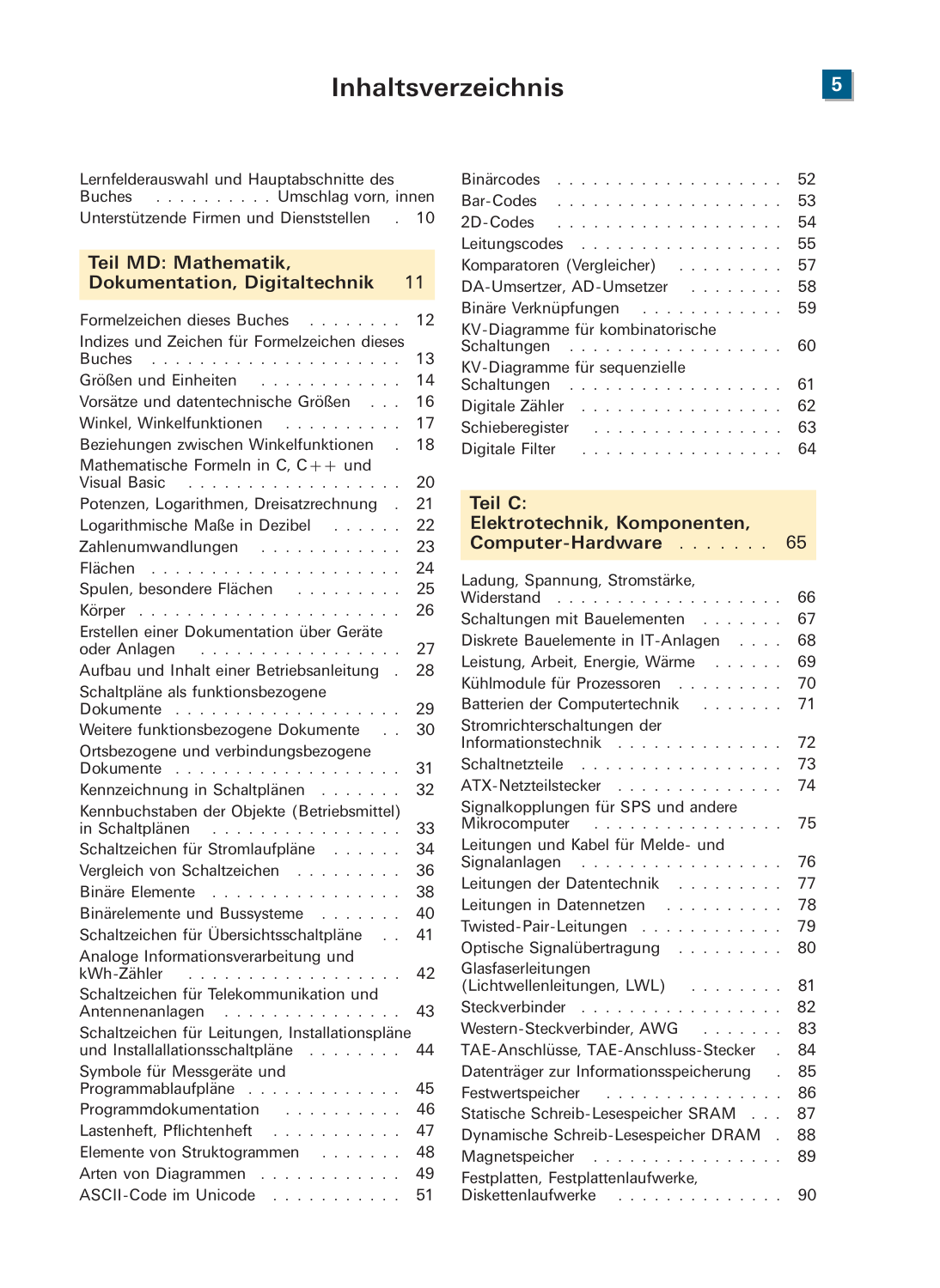# Inhaltsverzeichnis

Lernfelderauswahl und Hauptabschnitte des Buches . . . . . . . . . . Umschlag vorn, innen
Unterstützende Firmen und Dienststellen . . . 10

## Teil MD: Mathematik, Dokumentation, Digitaltechnik . . . 11

| | |
|---|---|
| Formelzeichen dieses Buches | 12 |
| Indizes und Zeichen für Formelzeichen dieses Buches | 13 |
| Größen und Einheiten | 14 |
| Vorsätze und datentechnische Größen | 16 |
| Winkel, Winkelfunktionen | 17 |
| Beziehungen zwischen Winkelfunktionen | 18 |
| Mathematische Formeln in C, C++ und Visual Basic | 20 |
| Potenzen, Logarithmen, Dreisatzrechnung | 21 |
| Logarithmische Maße in Dezibel | 22 |
| Zahlenumwandlungen | 23 |
| Flächen | 24 |
| Spulen, besondere Flächen | 25 |
| Körper | 26 |
| Erstellen einer Dokumentation über Geräte oder Anlagen | 27 |
| Aufbau und Inhalt einer Betriebsanleitung | 28 |
| Schaltpläne als funktionsbezogene Dokumente | 29 |
| Weitere funktionsbezogene Dokumente | 30 |
| Ortsbezogene und verbindungsbezogene Dokumente | 31 |
| Kennzeichnung in Schaltplänen | 32 |
| Kennbuchstaben der Objekte (Betriebsmittel) in Schaltplänen | 33 |
| Schaltzeichen für Stromlaufpläne | 34 |
| Vergleich von Schaltzeichen | 36 |
| Binäre Elemente | 38 |
| Binärelemente und Bussysteme | 40 |
| Schaltzeichen für Übersichtsschaltpläne | 41 |
| Analoge Informationsverarbeitung und kWh-Zähler | 42 |
| Schaltzeichen für Telekommunikation und Antennenanlagen | 43 |
| Schaltzeichen für Leitungen, Installationspläne und Installallationsschaltpläne | 44 |
| Symbole für Messgeräte und Programmablaufpläne | 45 |
| Programmdokumentation | 46 |
| Lastenheft, Pflichtenheft | 47 |
| Elemente von Struktogrammen | 48 |
| Arten von Diagrammen | 49 |
| ASCII-Code im Unicode | 51 |
| Binärcodes | 52 |
| Bar-Codes | 53 |
| 2D-Codes | 54 |
| Leitungscodes | 55 |
| Komparatoren (Vergleicher) | 57 |
| DA-Umsertzer, AD-Umsetzer | 58 |
| Binäre Verknüpfungen | 59 |
| KV-Diagramme für kombinatorische Schaltungen | 60 |
| KV-Diagramme für sequenzielle Schaltungen | 61 |
| Digitale Zähler | 62 |
| Schieberegister | 63 |
| Digitale Filter | 64 |

## Teil C: Elektrotechnik, Komponenten, Computer-Hardware . . . 65

| | |
|---|---|
| Ladung, Spannung, Stromstärke, Widerstand | 66 |
| Schaltungen mit Bauelementen | 67 |
| Diskrete Bauelemente in IT-Anlagen | 68 |
| Leistung, Arbeit, Energie, Wärme | 69 |
| Kühlmodule für Prozessoren | 70 |
| Batterien der Computertechnik | 71 |
| Stromrichterschaltungen der Informationstechnik | 72 |
| Schaltnetzteile | 73 |
| ATX-Netzteilstecker | 74 |
| Signalkopplungen für SPS und andere Mikrocomputer | 75 |
| Leitungen und Kabel für Melde- und Signalanlagen | 76 |
| Leitungen der Datentechnik | 77 |
| Leitungen in Datennetzen | 78 |
| Twisted-Pair-Leitungen | 79 |
| Optische Signalübertragung | 80 |
| Glasfaserleitungen (Lichtwellenleitungen, LWL) | 81 |
| Steckverbinder | 82 |
| Western-Steckverbinder, AWG | 83 |
| TAE-Anschlüsse, TAE-Anschluss-Stecker | 84 |
| Datenträger zur Informationsspeicherung | 85 |
| Festwertspeicher | 86 |
| Statische Schreib-Lesespeicher SRAM | 87 |
| Dynamische Schreib-Lesespeicher DRAM | 88 |
| Magnetspeicher | 89 |
| Festplatten, Festplattenlaufwerke, Diskettenlaufwerke | 90 |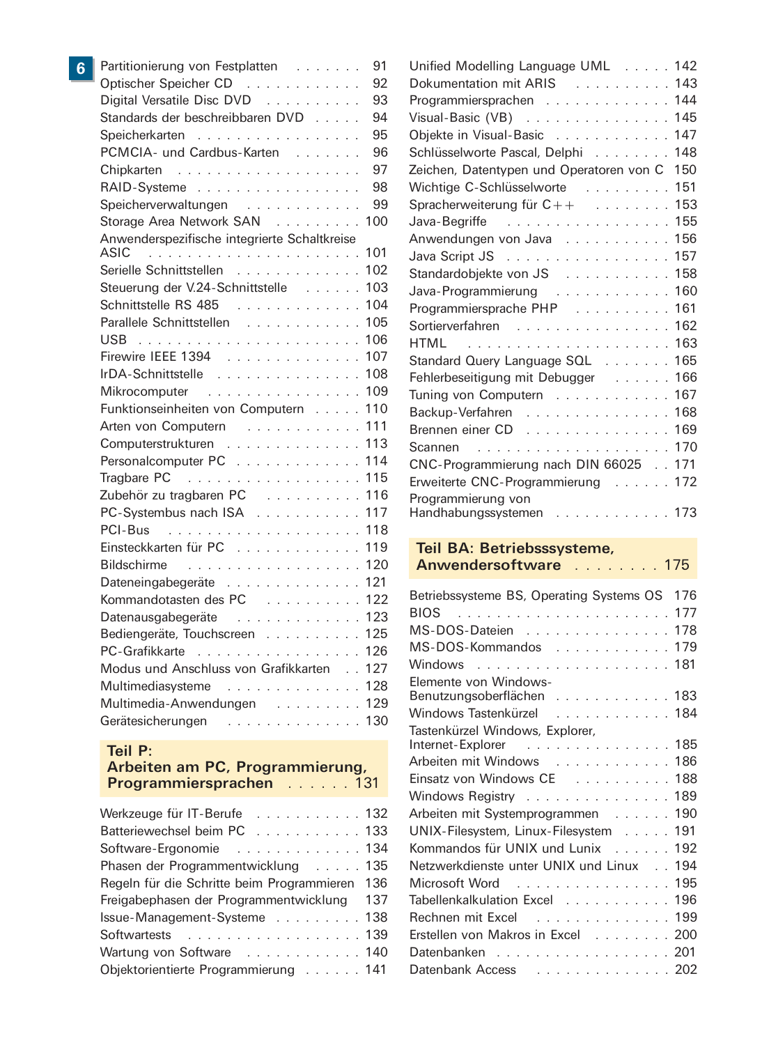Partitionierung von Festplatten . . . . . . . 91
Optischer Speicher CD . . . . . . . . . . . . 92
Digital Versatile Disc DVD . . . . . . . . . . 93
Standards der beschreibbaren DVD . . . . . 94
Speicherkarten . . . . . . . . . . . . . . . . . 95
PCMCIA- und Cardbus-Karten . . . . . . . 96
Chipkarten . . . . . . . . . . . . . . . . . . . . 97
RAID-Systeme . . . . . . . . . . . . . . . . . 98
Speicherverwaltungen . . . . . . . . . . . . 99
Storage Area Network SAN . . . . . . . . . 100
Anwenderspezifische integrierte Schaltkreise ASIC . . . . . . . . . . . . . . . . . . . . . . . 101
Serielle Schnittstellen . . . . . . . . . . . . . 102
Steuerung der V.24-Schnittstelle . . . . . . 103
Schnittstelle RS 485 . . . . . . . . . . . . . 104
Parallele Schnittstellen . . . . . . . . . . . . 105
USB . . . . . . . . . . . . . . . . . . . . . . . . 106
Firewire IEEE 1394 . . . . . . . . . . . . . . 107
IrDA-Schnittstelle . . . . . . . . . . . . . . . 108
Mikrocomputer . . . . . . . . . . . . . . . . . 109
Funktionseinheiten von Computern . . . . . 110
Arten von Computern . . . . . . . . . . . . . 111
Computerstrukturen . . . . . . . . . . . . . . 113
Personalcomputer PC . . . . . . . . . . . . . 114
Tragbare PC . . . . . . . . . . . . . . . . . . 115
Zubehör zu tragbaren PC . . . . . . . . . . 116
PC-Systembus nach ISA . . . . . . . . . . . 117
PCI-Bus . . . . . . . . . . . . . . . . . . . . . 118
Einsteckkarten für PC . . . . . . . . . . . . 119
Bildschirme . . . . . . . . . . . . . . . . . . . 120
Dateneingabegeräte . . . . . . . . . . . . . . 121
Kommandotasten des PC . . . . . . . . . . 122
Datenausgabegeräte . . . . . . . . . . . . . 123
Bediengeräte, Touchscreen . . . . . . . . . 125
PC-Grafikkarte . . . . . . . . . . . . . . . . . 126
Modus und Anschluss von Grafikkarten . . 127
Multimediasysteme . . . . . . . . . . . . . . 128
Multimedia-Anwendungen . . . . . . . . . . 129
Gerätesicherungen . . . . . . . . . . . . . . 130

**Teil P: Arbeiten am PC, Programmierung, Programmiersprachen . . . . . . 131**

Werkzeuge für IT-Berufe . . . . . . . . . . . 132
Batteriewechsel beim PC . . . . . . . . . . 133
Software-Ergonomie . . . . . . . . . . . . . 134
Phasen der Programmentwicklung . . . . . 135
Regeln für die Schritte beim Programmieren 136
Freigabephasen der Programmentwicklung 137
Issue-Management-Systeme . . . . . . . . . 138
Softwaretests . . . . . . . . . . . . . . . . . 139
Wartung von Software . . . . . . . . . . . . 140
Objektorientierte Programmierung . . . . . . 141
Unified Modelling Language UML . . . . . 142
Dokumentation mit ARIS . . . . . . . . . . 143
Programmiersprachen . . . . . . . . . . . . 144
Visual-Basic (VB) . . . . . . . . . . . . . . . 145
Objekte in Visual-Basic . . . . . . . . . . . 147
Schlüsselworte Pascal, Delphi . . . . . . . . 148
Zeichen, Datentypen und Operatoren von C 150
Wichtige C-Schlüsselworte . . . . . . . . . 151
Spracherweiterung für C++ . . . . . . . . 153
Java-Begriffe . . . . . . . . . . . . . . . . . 155
Anwendungen von Java . . . . . . . . . . . 156
Java Script JS . . . . . . . . . . . . . . . . . 157
Standardobjekte von JS . . . . . . . . . . . 158
Java-Programmierung . . . . . . . . . . . . 160
Programmiersprache PHP . . . . . . . . . . 161
Sortierverfahren . . . . . . . . . . . . . . . 162
HTML . . . . . . . . . . . . . . . . . . . . . . 163
Standard Query Language SQL . . . . . . . 165
Fehlerbeseitigung mit Debugger . . . . . . 166
Tuning von Computern . . . . . . . . . . . 167
Backup-Verfahren . . . . . . . . . . . . . . 168
Brennen einer CD . . . . . . . . . . . . . . 169
Scannen . . . . . . . . . . . . . . . . . . . . 170
CNC-Programmierung nach DIN 66025 . . 171
Erweiterte CNC-Programmierung . . . . . . 172
Programmierung von Handhabungssystemen . . . . . . . . . . . . 173

**Teil BA: Betriebsssysteme, Anwendersoftware . . . . . . . . 175**

Betriebssysteme BS, Operating Systems OS 176
BIOS . . . . . . . . . . . . . . . . . . . . . . 177
MS-DOS-Dateien . . . . . . . . . . . . . . . 178
MS-DOS-Kommandos . . . . . . . . . . . . 179
Windows . . . . . . . . . . . . . . . . . . . . 181
Elemente von Windows-Benutzungsoberflächen . . . . . . . . . . . . 183
Windows Tastenkürzel . . . . . . . . . . . . 184
Tastenkürzel Windows, Explorer, Internet-Explorer . . . . . . . . . . . . . . . 185
Arbeiten mit Windows . . . . . . . . . . . . 186
Einsatz von Windows CE . . . . . . . . . . 188
Windows Registry . . . . . . . . . . . . . . 189
Arbeiten mit Systemprogrammen . . . . . . 190
UNIX-Filesystem, Linux-Filesystem . . . . . 191
Kommandos für UNIX und Lunix . . . . . . 192
Netzwerkdienste unter UNIX und Linux . . 194
Microsoft Word . . . . . . . . . . . . . . . . 195
Tabellenkalkulation Excel . . . . . . . . . . 196
Rechnen mit Excel . . . . . . . . . . . . . . 199
Erstellen von Makros in Excel . . . . . . . . 200
Datenbanken . . . . . . . . . . . . . . . . . 201
Datenbank Access . . . . . . . . . . . . . . 202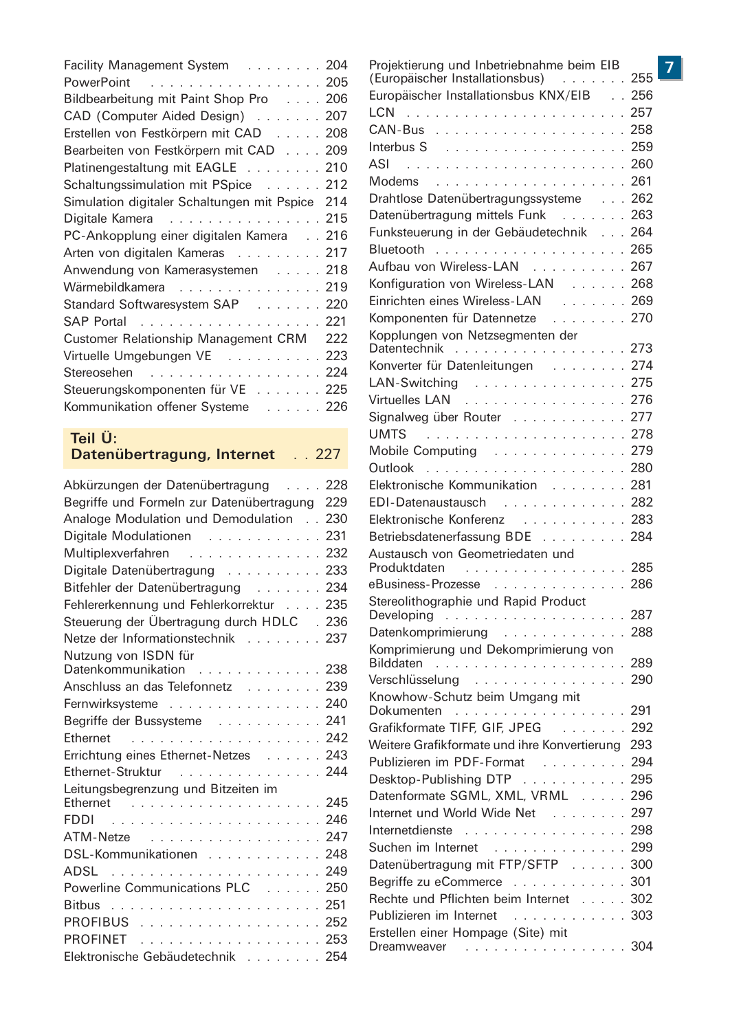Facility Management System . . . . . . . . 204
PowerPoint . . . . . . . . . . . . . . . . . . 205
Bildbearbeitung mit Paint Shop Pro . . . . 206
CAD (Computer Aided Design) . . . . . . . 207
Erstellen von Festkörpern mit CAD . . . . . 208
Bearbeiten von Festkörpern mit CAD . . . . 209
Platinengestaltung mit EAGLE . . . . . . . . 210
Schaltungssimulation mit PSpice . . . . . . 212
Simulation digitaler Schaltungen mit Pspice 214
Digitale Kamera . . . . . . . . . . . . . . . . 215
PC-Ankopplung einer digitalen Kamera . . 216
Arten von digitalen Kameras . . . . . . . . . 217
Anwendung von Kamerasystemen . . . . . 218
Wärmebildkamera . . . . . . . . . . . . . . . 219
Standard Softwaresystem SAP . . . . . . . 220
SAP Portal . . . . . . . . . . . . . . . . . . . 221
Customer Relationship Management CRM 222
Virtuelle Umgebungen VE . . . . . . . . . . 223
Stereosehen . . . . . . . . . . . . . . . . . . 224
Steuerungskomponenten für VE . . . . . . . 225
Kommunikation offener Systeme . . . . . . 226

**Teil Ü: Datenübertragung, Internet . . 227**

Abkürzungen der Datenübertragung . . . . 228
Begriffe und Formeln zur Datenübertragung 229
Analoge Modulation und Demodulation . . 230
Digitale Modulationen . . . . . . . . . . . . 231
Multiplexverfahren . . . . . . . . . . . . . . 232
Digitale Datenübertragung . . . . . . . . . . 233
Bitfehler der Datenübertragung . . . . . . . 234
Fehlererkennung und Fehlerkorrektur . . . . 235
Steuerung der Übertragung durch HDLC . 236
Netze der Informationstechnik . . . . . . . . 237
Nutzung von ISDN für Datenkommunikation . . . . . . . . . . . . . 238
Anschluss an das Telefonnetz . . . . . . . . 239
Fernwirksysteme . . . . . . . . . . . . . . . . 240
Begriffe der Bussysteme . . . . . . . . . . . 241
Ethernet . . . . . . . . . . . . . . . . . . . . . 242
Errichtung eines Ethernet-Netzes . . . . . . 243
Ethernet-Struktur . . . . . . . . . . . . . . . 244
Leitungsbegrenzung und Bitzeiten im Ethernet . . . . . . . . . . . . . . . . . . . . 245
FDDI . . . . . . . . . . . . . . . . . . . . . . . 246
ATM-Netze . . . . . . . . . . . . . . . . . . . 247
DSL-Kommunikationen . . . . . . . . . . . . 248
ADSL . . . . . . . . . . . . . . . . . . . . . . . 249
Powerline Communications PLC . . . . . . 250
Bitbus . . . . . . . . . . . . . . . . . . . . . . 251
PROFIBUS . . . . . . . . . . . . . . . . . . . . 252
PROFINET . . . . . . . . . . . . . . . . . . . . 253
Elektronische Gebäudetechnik . . . . . . . . 254
Projektierung und Inbetriebnahme beim EIB (Europäischer Installationsbus) . . . . . . . 255
Europäischer Installationsbus KNX/EIB . . 256
LCN . . . . . . . . . . . . . . . . . . . . . . . . 257
CAN-Bus . . . . . . . . . . . . . . . . . . . . 258
Interbus S . . . . . . . . . . . . . . . . . . . 259
ASI . . . . . . . . . . . . . . . . . . . . . . . . 260
Modems . . . . . . . . . . . . . . . . . . . . 261
Drahtlose Datenübertragungssysteme . . . 262
Datenübertragung mittels Funk . . . . . . . 263
Funksteuerung in der Gebäudetechnik . . . 264
Bluetooth . . . . . . . . . . . . . . . . . . . 265
Aufbau von Wireless-LAN . . . . . . . . . . 267
Konfiguration von Wireless-LAN . . . . . . 268
Einrichten eines Wireless-LAN . . . . . . . 269
Komponenten für Datennetze . . . . . . . . 270
Kopplungen von Netzsegmenten der Datentechnik . . . . . . . . . . . . . . . . . 273
Konverter für Datenleitungen . . . . . . . . 274
LAN-Switching . . . . . . . . . . . . . . . . . 275
Virtuelles LAN . . . . . . . . . . . . . . . . . 276
Signalweg über Router . . . . . . . . . . . . 277
UMTS . . . . . . . . . . . . . . . . . . . . . . 278
Mobile Computing . . . . . . . . . . . . . . . 279
Outlook . . . . . . . . . . . . . . . . . . . . . 280
Elektronische Kommunikation . . . . . . . . 281
EDI-Datenaustausch . . . . . . . . . . . . . 282
Elektronische Konferenz . . . . . . . . . . . 283
Betriebsdatenerfassung BDE . . . . . . . . . 284
Austausch von Geometriedaten und Produktdaten . . . . . . . . . . . . . . . . . 285
eBusiness-Prozesse . . . . . . . . . . . . . . 286
Stereolithographie und Rapid Product Developing . . . . . . . . . . . . . . . . . . 287
Datenkomprimierung . . . . . . . . . . . . . 288
Komprimierung und Dekomprimierung von Bilddaten . . . . . . . . . . . . . . . . . . . 289
Verschlüsselung . . . . . . . . . . . . . . . . 290
Knowhow-Schutz beim Umgang mit Dokumenten . . . . . . . . . . . . . . . . . . 291
Grafikformate TIFF, GIF, JPEG . . . . . . . 292
Weitere Grafikformate und ihre Konvertierung 293
Publizieren im PDF-Format . . . . . . . . . 294
Desktop-Publishing DTP . . . . . . . . . . . 295
Datenformate SGML, XML, VRML . . . . . 296
Internet und World Wide Net . . . . . . . . 297
Internetdienste . . . . . . . . . . . . . . . . . 298
Suchen im Internet . . . . . . . . . . . . . . 299
Datenübertragung mit FTP/SFTP . . . . . . 300
Begriffe zu eCommerce . . . . . . . . . . . 301
Rechte und Pflichten beim Internet . . . . . 302
Publizieren im Internet . . . . . . . . . . . . 303
Erstellen einer Hompage (Site) mit Dreamweaver . . . . . . . . . . . . . . . . . 304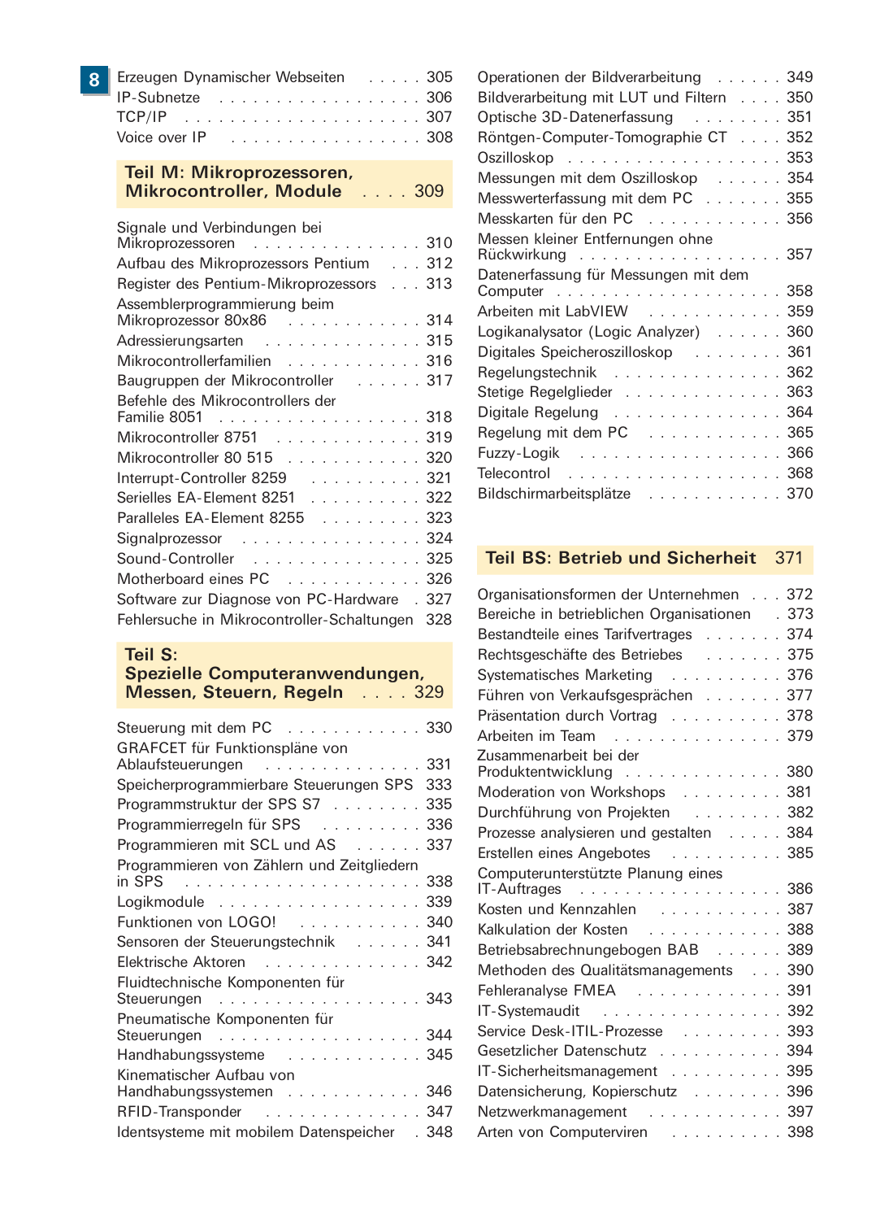Erzeugen Dynamischer Webseiten . . . . . 305
IP-Subnetze . . . . . . . . . . . . . . . . . . 306
TCP/IP . . . . . . . . . . . . . . . . . . . . 307
Voice over IP . . . . . . . . . . . . . . . . . 308

## Teil M: Mikroprozessoren, Mikrocontroller, Module . . . . 309

Signale und Verbindungen bei Mikroprozessoren . . . . . . . . . . . . . . . 310
Aufbau des Mikroprozessors Pentium . . . 312
Register des Pentium-Mikroprozessors . . . 313
Assemblerprogrammierung beim Mikroprozessor 80x86 . . . . . . . . . . . . 314
Adressierungsarten . . . . . . . . . . . . . 315
Mikrocontrollerfamilien . . . . . . . . . . . 316
Baugruppen der Mikrocontroller . . . . . . 317
Befehle des Mikrocontrollers der Familie 8051 . . . . . . . . . . . . . . . . . 318
Mikrocontroller 8751 . . . . . . . . . . . . 319
Mikrocontroller 80 515 . . . . . . . . . . . 320
Interrupt-Controller 8259 . . . . . . . . . . 321
Serielles EA-Element 8251 . . . . . . . . . 322
Paralleles EA-Element 8255 . . . . . . . . 323
Signalprozessor . . . . . . . . . . . . . . . 324
Sound-Controller . . . . . . . . . . . . . . 325
Motherboard eines PC . . . . . . . . . . . 326
Software zur Diagnose von PC-Hardware . 327
Fehlersuche in Mikrocontroller-Schaltungen 328

## Teil S: Spezielle Computeranwendungen, Messen, Steuern, Regeln . . . . 329

Steuerung mit dem PC . . . . . . . . . . . 330
GRAFCET für Funktionspläne von Ablaufsteuerungen . . . . . . . . . . . . . 331
Speicherprogrammierbare Steuerungen SPS 333
Programmstruktur der SPS S7 . . . . . . . 335
Programmierregeln für SPS . . . . . . . . 336
Programmieren mit SCL und AS . . . . . . 337
Programmieren von Zählern und Zeitgliedern in SPS . . . . . . . . . . . . . . . . . . . . 338
Logikmodule . . . . . . . . . . . . . . . . . 339
Funktionen von LOGO! . . . . . . . . . . . 340
Sensoren der Steuerungstechnik . . . . . . 341
Elektrische Aktoren . . . . . . . . . . . . . 342
Fluidtechnische Komponenten für Steuerungen . . . . . . . . . . . . . . . . . 343
Pneumatische Komponenten für Steuerungen . . . . . . . . . . . . . . . . . 344
Handhabungssysteme . . . . . . . . . . . . 345
Kinematischer Aufbau von Handhabungssystemen . . . . . . . . . . . 346
RFID-Transponder . . . . . . . . . . . . . . 347
Identsysteme mit mobilem Datenspeicher . 348
Operationen der Bildverarbeitung . . . . . . 349
Bildverarbeitung mit LUT und Filtern . . . . 350
Optische 3D-Datenerfassung . . . . . . . . 351
Röntgen-Computer-Tomographie CT . . . . 352
Oszilloskop . . . . . . . . . . . . . . . . . . 353
Messungen mit dem Oszilloskop . . . . . . 354
Messwerterfassung mit dem PC . . . . . . . 355
Messkarten für den PC . . . . . . . . . . . 356
Messen kleiner Entfernungen ohne Rückwirkung . . . . . . . . . . . . . . . . 357
Datenerfassung für Messungen mit dem Computer . . . . . . . . . . . . . . . . . . 358
Arbeiten mit LabVIEW . . . . . . . . . . . 359
Logikanalysator (Logic Analyzer) . . . . . . 360
Digitales Speicheroszilloskop . . . . . . . . 361
Regelungstechnik . . . . . . . . . . . . . . 362
Stetige Regelglieder . . . . . . . . . . . . . 363
Digitale Regelung . . . . . . . . . . . . . . 364
Regelung mit dem PC . . . . . . . . . . . . 365
Fuzzy-Logik . . . . . . . . . . . . . . . . . 366
Telecontrol . . . . . . . . . . . . . . . . . . 368
Bildschirmarbeitsplätze . . . . . . . . . . . 370

## Teil BS: Betrieb und Sicherheit 371

Organisationsformen der Unternehmen . . . 372
Bereiche in betrieblichen Organisationen . 373
Bestandteile eines Tarifvertrages . . . . . . 374
Rechtsgeschäfte des Betriebes . . . . . . . 375
Systematisches Marketing . . . . . . . . . . 376
Führen von Verkaufsgesprächen . . . . . . 377
Präsentation durch Vortrag . . . . . . . . . 378
Arbeiten im Team . . . . . . . . . . . . . . 379
Zusammenarbeit bei der Produktentwicklung . . . . . . . . . . . . . 380
Moderation von Workshops . . . . . . . . . 381
Durchführung von Projekten . . . . . . . . 382
Prozesse analysieren und gestalten . . . . 384
Erstellen eines Angebotes . . . . . . . . . . 385
Computerunterstützte Planung eines IT-Auftrages . . . . . . . . . . . . . . . . . 386
Kosten und Kennzahlen . . . . . . . . . . . 387
Kalkulation der Kosten . . . . . . . . . . . 388
Betriebsabrechnungebogen BAB . . . . . . 389
Methoden des Qualitätsmanagements . . . 390
Fehleranalyse FMEA . . . . . . . . . . . . 391
IT-Systemaudit . . . . . . . . . . . . . . . . 392
Service Desk-ITIL-Prozesse . . . . . . . . . 393
Gesetzlicher Datenschutz . . . . . . . . . . 394
IT-Sicherheitsmanagement . . . . . . . . . 395
Datensicherung, Kopierschutz . . . . . . . . 396
Netzwerkmanagement . . . . . . . . . . . . 397
Arten von Computerviren . . . . . . . . . . 398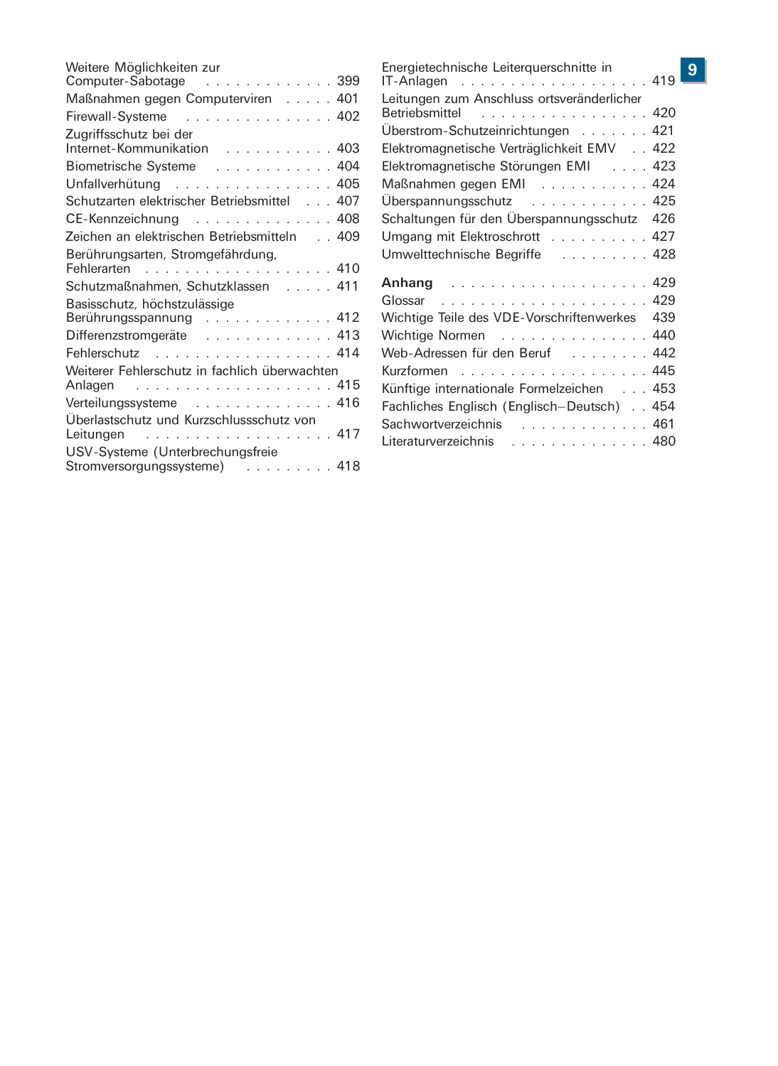Weitere Möglichkeiten zur Computer-Sabotage . . . . . . . . . . . . . 399
Maßnahmen gegen Computerviren . . . . . 401
Firewall-Systeme . . . . . . . . . . . . . . . 402
Zugriffsschutz bei der Internet-Kommunikation . . . . . . . . . . . 403
Biometrische Systeme . . . . . . . . . . . . 404
Unfallverhütung . . . . . . . . . . . . . . . . 405
Schutzarten elektrischer Betriebsmittel . . . 407
CE-Kennzeichnung . . . . . . . . . . . . . . 408
Zeichen an elektrischen Betriebsmitteln . . 409
Berührungsarten, Stromgefährdung, Fehlerarten . . . . . . . . . . . . . . . . . . . 410
Schutzmaßnahmen, Schutzklassen . . . . . 411
Basisschutz, höchstzulässige Berührungsspannung . . . . . . . . . . . . . 412
Differenzstromgeräte . . . . . . . . . . . . . 413
Fehlerschutz . . . . . . . . . . . . . . . . . . 414
Weiterer Fehlerschutz in fachlich überwachten Anlagen . . . . . . . . . . . . . . . . . . . . 415
Verteilungssysteme . . . . . . . . . . . . . . 416
Überlastschutz und Kurzschlussschutz von Leitungen . . . . . . . . . . . . . . . . . . . 417
USV-Systeme (Unterbrechungsfreie Stromversorgungssysteme) . . . . . . . . . 418
Energietechnische Leiterquerschnitte in IT-Anlagen . . . . . . . . . . . . . . . . . . 419
Leitungen zum Anschluss ortsveränderlicher Betriebsmittel . . . . . . . . . . . . . . . . . 420
Überstrom-Schutzeinrichtungen . . . . . . . 421
Elektromagnetische Verträglichkeit EMV . . 422
Elektromagnetische Störungen EMI . . . . 423
Maßnahmen gegen EMI . . . . . . . . . . . 424
Überspannungsschutz . . . . . . . . . . . . 425
Schaltungen für den Überspannungsschutz 426
Umgang mit Elektroschrott . . . . . . . . . . 427
Umwelttechnische Begriffe . . . . . . . . . 428

**Anhang** . . . . . . . . . . . . . . . . . . . 429
Glossar . . . . . . . . . . . . . . . . . . . . . 429
Wichtige Teile des VDE-Vorschriftenwerkes 439
Wichtige Normen . . . . . . . . . . . . . . . 440
Web-Adressen für den Beruf . . . . . . . . 442
Kurzformen . . . . . . . . . . . . . . . . . . . 445
Künftige internationale Formelzeichen . . . 453
Fachliches Englisch (Englisch–Deutsch) . . 454
Sachwortverzeichnis . . . . . . . . . . . . . 461
Literaturverzeichnis . . . . . . . . . . . . . . 480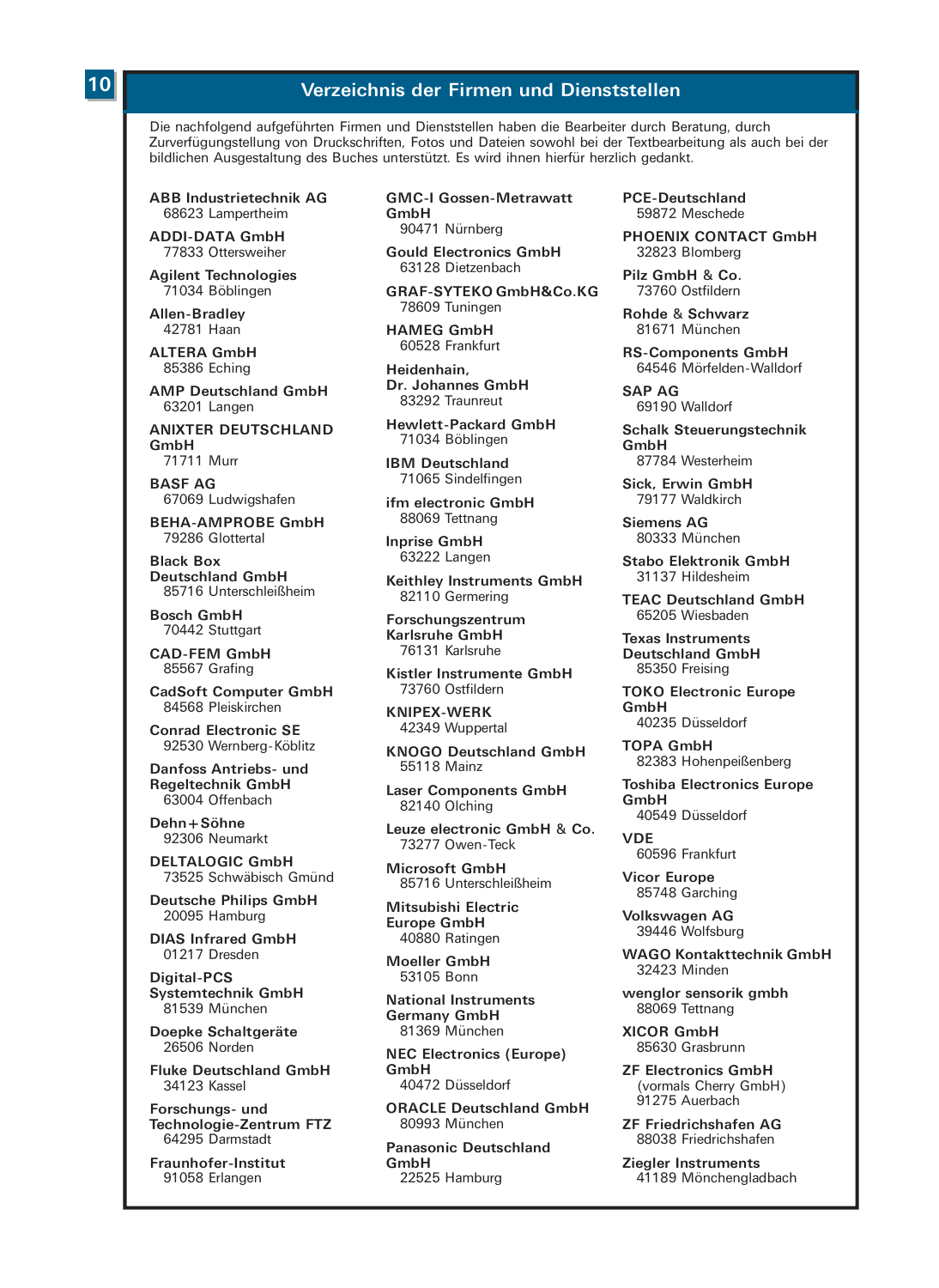# Verzeichnis der Firmen und Dienststellen

Die nachfolgend aufgeführten Firmen und Dienststellen haben die Bearbeiter durch Beratung, durch Zurverfügungstellung von Druckschriften, Fotos und Dateien sowohl bei der Textbearbeitung als auch bei der bildlichen Ausgestaltung des Buches unterstützt. Es wird ihnen hierfür herzlich gedankt.

**ABB Industrietechnik AG**
68623 Lampertheim

**ADDI-DATA GmbH**
77833 Ottersweiher

**Agilent Technologies**
71034 Böblingen

**Allen-Bradley**
42781 Haan

**ALTERA GmbH**
85386 Eching

**AMP Deutschland GmbH**
63201 Langen

**ANIXTER DEUTSCHLAND GmbH**
71711 Murr

**BASF AG**
67069 Ludwigshafen

**BEHA-AMPROBE GmbH**
79286 Glottertal

**Black Box Deutschland GmbH**
85716 Unterschleißheim

**Bosch GmbH**
70442 Stuttgart

**CAD-FEM GmbH**
85567 Grafing

**CadSoft Computer GmbH**
84568 Pleiskirchen

**Conrad Electronic SE**
92530 Wernberg-Köblitz

**Danfoss Antriebs- und Regeltechnik GmbH**
63004 Offenbach

**Dehn+Söhne**
92306 Neumarkt

**DELTALOGIC GmbH**
73525 Schwäbisch Gmünd

**Deutsche Philips GmbH**
20095 Hamburg

**DIAS Infrared GmbH**
01217 Dresden

**Digital-PCS Systemtechnik GmbH**
81539 München

**Doepke Schaltgeräte**
26506 Norden

**Fluke Deutschland GmbH**
34123 Kassel

**Forschungs- und Technologie-Zentrum FTZ**
64295 Darmstadt

**Fraunhofer-Institut**
91058 Erlangen

**GMC-I Gossen-Metrawatt GmbH**
90471 Nürnberg

**Gould Electronics GmbH**
63128 Dietzenbach

**GRAF-SYTEKO GmbH&Co.KG**
78609 Tuningen

**HAMEG GmbH**
60528 Frankfurt

**Heidenhain, Dr. Johannes GmbH**
83292 Traunreut

**Hewlett-Packard GmbH**
71034 Böblingen

**IBM Deutschland**
71065 Sindelfingen

**ifm electronic GmbH**
88069 Tettnang

**Inprise GmbH**
63222 Langen

**Keithley Instruments GmbH**
82110 Germering

**Forschungszentrum Karlsruhe GmbH**
76131 Karlsruhe

**Kistler Instrumente GmbH**
73760 Ostfildern

**KNIPEX-WERK**
42349 Wuppertal

**KNOGO Deutschland GmbH**
55118 Mainz

**Laser Components GmbH**
82140 Olching

**Leuze electronic GmbH & Co.**
73277 Owen-Teck

**Microsoft GmbH**
85716 Unterschleißheim

**Mitsubishi Electric Europe GmbH**
40880 Ratingen

**Moeller GmbH**
53105 Bonn

**National Instruments Germany GmbH**
81369 München

**NEC Electronics (Europe) GmbH**
40472 Düsseldorf

**ORACLE Deutschland GmbH**
80993 München

**Panasonic Deutschland GmbH**
22525 Hamburg

**PCE-Deutschland**
59872 Meschede

**PHOENIX CONTACT GmbH**
32823 Blomberg

**Pilz GmbH & Co.**
73760 Ostfildern

**Rohde & Schwarz**
81671 München

**RS-Components GmbH**
64546 Mörfelden-Walldorf

**SAP AG**
69190 Walldorf

**Schalk Steuerungstechnik GmbH**
87784 Westerheim

**Sick, Erwin GmbH**
79177 Waldkirch

**Siemens AG**
80333 München

**Stabo Elektronik GmbH**
31137 Hildesheim

**TEAC Deutschland GmbH**
65205 Wiesbaden

**Texas Instruments Deutschland GmbH**
85350 Freising

**TOKO Electronic Europe GmbH**
40235 Düsseldorf

**TOPA GmbH**
82383 Hohenpeißenberg

**Toshiba Electronics Europe GmbH**
40549 Düsseldorf

**VDE**
60596 Frankfurt

**Vicor Europe**
85748 Garching

**Volkswagen AG**
39446 Wolfsburg

**WAGO Kontakttechnik GmbH**
32423 Minden

**wenglor sensorik gmbh**
88069 Tettnang

**XICOR GmbH**
85630 Grasbrunn

**ZF Electronics GmbH**
(vormals Cherry GmbH)
91275 Auerbach

**ZF Friedrichshafen AG**
88038 Friedrichshafen

**Ziegler Instruments**
41189 Mönchengladbach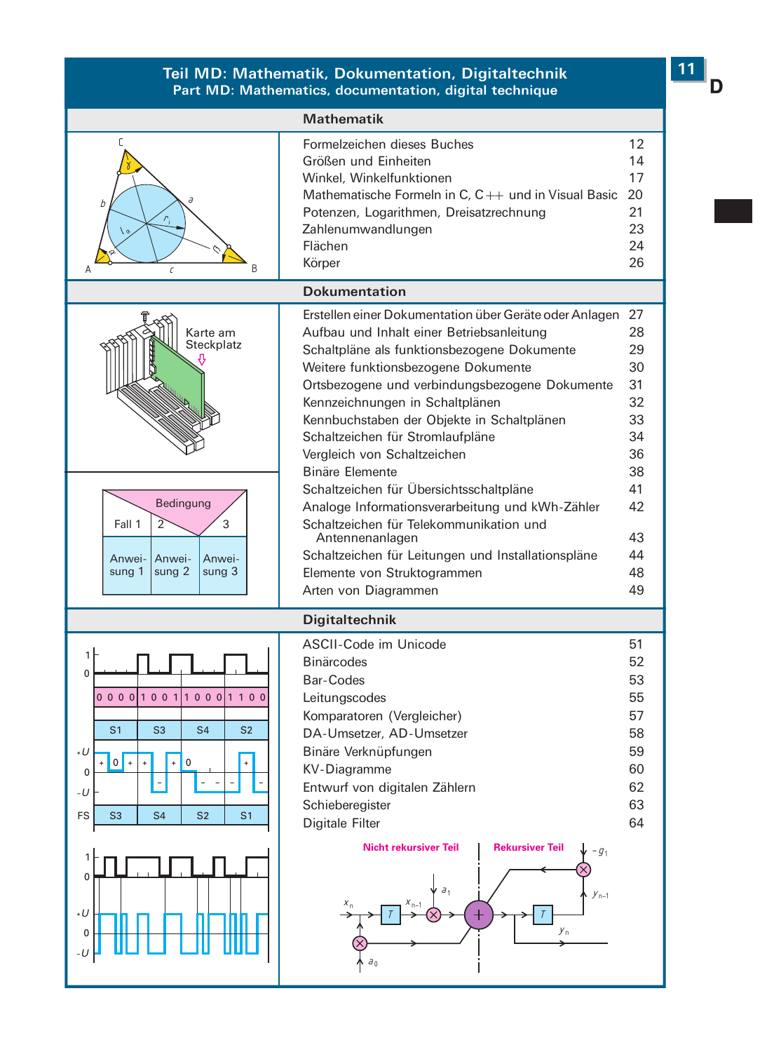# Teil MD: Mathematik, Dokumentation, Digitaltechnik
## Part MD: Mathematics, documentation, digital technique

### Mathematik

| | |
|---|---|
| Formelzeichen dieses Buches | 12 |
| Größen und Einheiten | 14 |
| Winkel, Winkelfunktionen | 17 |
| Mathematische Formeln in C, C++ und in Visual Basic | 20 |
| Potenzen, Logarithmen, Dreisatzrechnung | 21 |
| Zahlenumwandlungen | 23 |
| Flächen | 24 |
| Körper | 26 |

### Dokumentation

| | |
|---|---|
| Erstellen einer Dokumentation über Geräte oder Anlagen | 27 |
| Aufbau und Inhalt einer Betriebsanleitung | 28 |
| Schaltpläne als funktionsbezogene Dokumente | 29 |
| Weitere funktionsbezogene Dokumente | 30 |
| Ortsbezogene und verbindungsbezogene Dokumente | 31 |
| Kennzeichnungen in Schaltplänen | 32 |
| Kennbuchstaben der Objekte in Schaltplänen | 33 |
| Schaltzeichen für Stromlaufpläne | 34 |
| Vergleich von Schaltzeichen | 36 |
| Binäre Elemente | 38 |
| Schaltzeichen für Übersichtsschaltpläne | 41 |
| Analoge Informationsverarbeitung und kWh-Zähler | 42 |
| Schaltzeichen für Telekommunikation und Antennenanlagen | 43 |
| Schaltzeichen für Leitungen und Installationspläne | 44 |
| Elemente von Struktogrammen | 48 |
| Arten von Diagrammen | 49 |

### Digitaltechnik

| | |
|---|---|
| ASCII-Code im Unicode | 51 |
| Binärcodes | 52 |
| Bar-Codes | 53 |
| Leitungscodes | 55 |
| Komparatoren (Vergleicher) | 57 |
| DA-Umsetzer, AD-Umsetzer | 58 |
| Binäre Verknüpfungen | 59 |
| KV-Diagramme | 60 |
| Entwurf von digitalen Zählern | 62 |
| Schieberegister | 63 |
| Digitale Filter | 64 |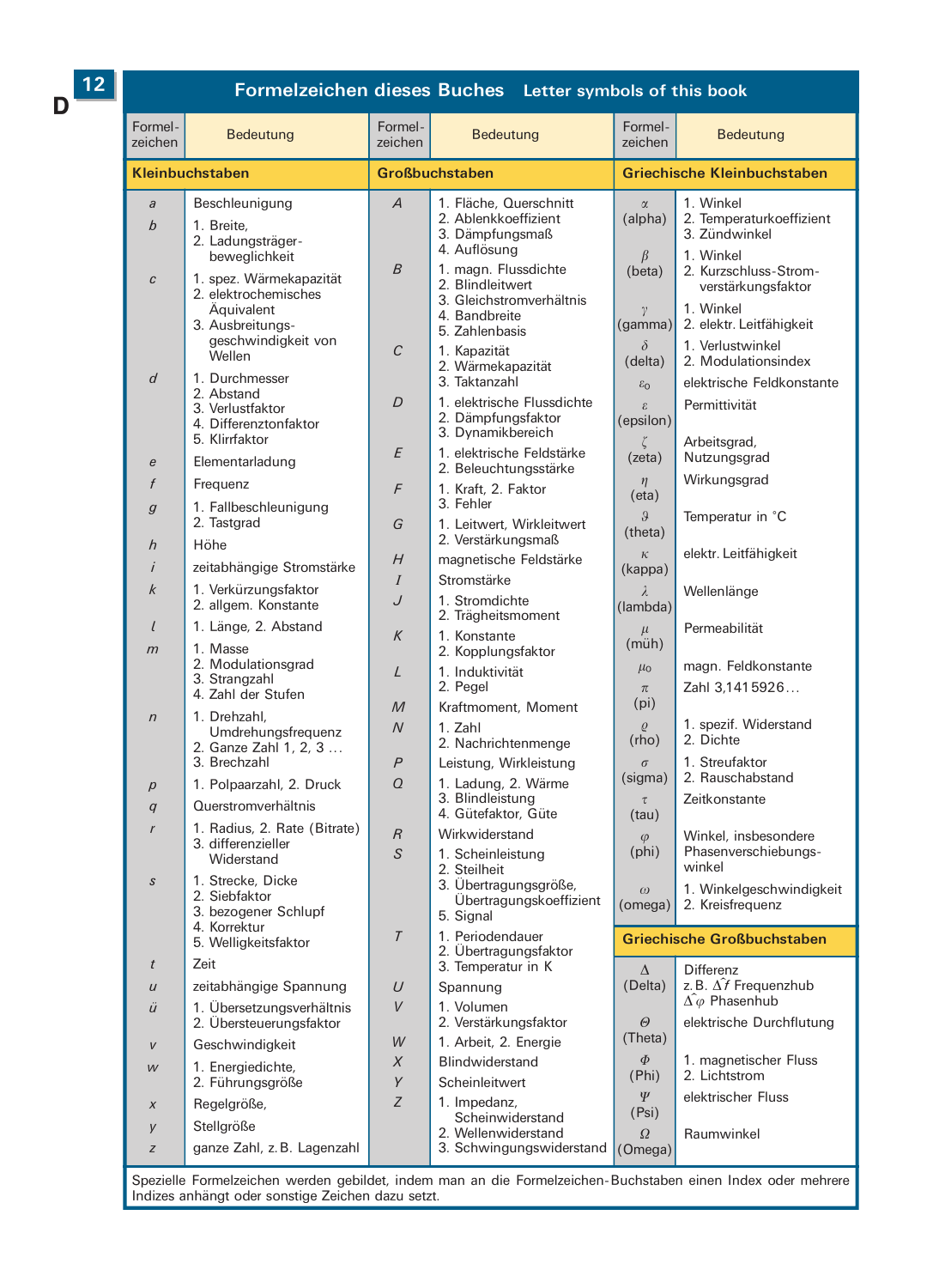# Formelzeichen dieses Buches — Letter symbols of this book

| Formelzeichen | Bedeutung | Formelzeichen | Bedeutung | Formelzeichen | Bedeutung |
|---|---|---|---|---|---|
| **Kleinbuchstaben** | | **Großbuchstaben** | | **Griechische Kleinbuchstaben** | |
| $a$ | Beschleunigung | $A$ | 1. Fläche, Querschnitt 2. Ablenkkoeffizient 3. Dämpfungsmaß 4. Auflösung | $\alpha$ (alpha) | 1. Winkel 2. Temperaturkoeffizient 3. Zündwinkel |
| $b$ | 1. Breite, 2. Ladungsträgerbeweglichkeit | $B$ | 1. magn. Flussdichte 2. Blindleitwert 3. Gleichstromverhältnis 4. Bandbreite 5. Zahlenbasis | $\beta$ (beta) | 1. Winkel 2. Kurzschluss-Stromverstärkungsfaktor |
| $c$ | 1. spez. Wärmekapazität 2. elektrochemisches Äquivalent 3. Ausbreitungsgeschwindigkeit von Wellen | $C$ | 1. Kapazität 2. Wärmekapazität 3. Taktanzahl | $\gamma$ (gamma) | 1. Winkel 2. elektr. Leitfähigkeit |
| $d$ | 1. Durchmesser 2. Abstand 3. Verlustfaktor 4. Differenztonfaktor 5. Klirrfaktor | $D$ | 1. elektrische Flussdichte 2. Dämpfungsfaktor 3. Dynamikbereich | $\delta$ (delta) | 1. Verlustwinkel 2. Modulationsindex |
| $e$ | Elementarladung | $E$ | 1. elektrische Feldstärke 2. Beleuchtungsstärke | $\varepsilon_0$ | elektrische Feldkonstante |
| $f$ | Frequenz | $F$ | 1. Kraft, 2. Faktor 3. Fehler | $\varepsilon$ (epsilon) | Permittivität |
| $g$ | 1. Fallbeschleunigung 2. Tastgrad | $G$ | 1. Leitwert, Wirkleitwert 2. Verstärkungsmaß | $\zeta$ (zeta) | Arbeitsgrad, Nutzungsgrad |
| $h$ | Höhe | $H$ | magnetische Feldstärke | $\eta$ (eta) | Wirkungsgrad |
| $i$ | zeitabhängige Stromstärke | $I$ | Stromstärke | $\vartheta$ (theta) | Temperatur in °C |
| $k$ | 1. Verkürzungsfaktor 2. allgem. Konstante | $J$ | 1. Stromdichte 2. Trägheitsmoment | $\kappa$ (kappa) | elektr. Leitfähigkeit |
| $l$ | 1. Länge, 2. Abstand | $K$ | 1. Konstante 2. Kopplungsfaktor | $\lambda$ (lambda) | Wellenlänge |
| $m$ | 1. Masse 2. Modulationsgrad 3. Strangzahl 4. Zahl der Stufen | $L$ | 1. Induktivität 2. Pegel | $\mu$ (müh) | Permeabilität |
| $n$ | 1. Drehzahl, Umdrehungsfrequenz 2. Ganze Zahl 1, 2, 3 … 3. Brechzahl | $M$ | Kraftmoment, Moment | $\mu_0$ | magn. Feldkonstante |
| $p$ | 1. Polpaarzahl, 2. Druck | $N$ | 1. Zahl 2. Nachrichtenmenge | $\pi$ (pi) | Zahl 3,1415926… |
| $q$ | Querstromverhältnis | $P$ | Leistung, Wirkleistung | $\varrho$ (rho) | 1. spezif. Widerstand 2. Dichte |
| $r$ | 1. Radius, 2. Rate (Bitrate) 3. differenzieller Widerstand | $Q$ | 1. Ladung, 2. Wärme 3. Blindleistung 4. Gütefaktor, Güte | $\sigma$ (sigma) | 1. Streufaktor 2. Rauschabstand |
| $s$ | 1. Strecke, Dicke 2. Siebfaktor 3. bezogener Schlupf 4. Korrektur 5. Welligkeitsfaktor | $R$ | Wirkwiderstand | $\tau$ (tau) | Zeitkonstante |
| $t$ | Zeit | $S$ | 1. Scheinleistung 2. Steilheit 3. Übertragungsgröße, Übertragungskoeffizient 5. Signal | $\varphi$ (phi) | Winkel, insbesondere Phasenverschiebungswinkel |
| $u$ | zeitabhängige Spannung | $T$ | 1. Periodendauer 2. Übertragungsfaktor 3. Temperatur in K | $\omega$ (omega) | 1. Winkelgeschwindigkeit 2. Kreisfrequenz |
| $ü$ | 1. Übersetzungsverhältnis 2. Übersteuerungsfaktor | $U$ | Spannung | **Griechische Großbuchstaben** | |
| $v$ | Geschwindigkeit | $V$ | 1. Volumen 2. Verstärkungsfaktor | $\Delta$ (Delta) | Differenz z.B. $\Delta\hat{f}$ Frequenzhub $\Delta\hat{\varphi}$ Phasenhub |
| $w$ | 1. Energiedichte, 2. Führungsgröße | $W$ | 1. Arbeit, 2. Energie | $\Theta$ (Theta) | elektrische Durchflutung |
| $x$ | Regelgröße, | $X$ | Blindwiderstand | $\Phi$ (Phi) | 1. magnetischer Fluss 2. Lichtstrom |
| $y$ | Stellgröße | $Y$ | Scheinleitwert | $\Psi$ (Psi) | elektrischer Fluss |
| $z$ | ganze Zahl, z.B. Lagenzahl | $Z$ | 1. Impedanz, Scheinwiderstand 2. Wellenwiderstand 3. Schwingungswiderstand | $\Omega$ (Omega) | Raumwinkel |

Spezielle Formelzeichen werden gebildet, indem man an die Formelzeichen-Buchstaben einen Index oder mehrere Indizes anhängt oder sonstige Zeichen dazu setzt.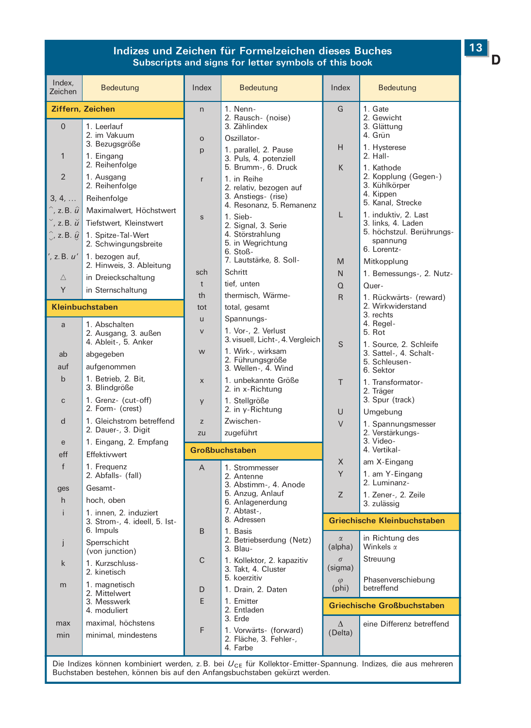## Indizes und Zeichen für Formelzeichen dieses Buches
### Subscripts and signs for letter symbols of this book

| Index, Zeichen | Bedeutung |
|---|---|
| **Ziffern, Zeichen** | |
| 0 | 1. Leerlauf 2. im Vakuum 3. Bezugsgröße |
| 1 | 1. Eingang 2. Reihenfolge |
| 2 | 1. Ausgang 2. Reihenfolge |
| 3, 4, … | Reihenfolge |
| ^, z. B. $\hat{u}$ | Maximalwert, Höchstwert |
| ˇ, z. B. $\check{u}$ | Tiefstwert, Kleinstwert |
| ^ˇ, z. B. $\hat{\check{u}}$ | 1. Spitze-Tal-Wert 2. Schwingungsbreite |
| ', z. B. $u'$ | 1. bezogen auf, 2. Hinweis, 3. Ableitung |
| △ | in Dreieckschaltung |
| Y | in Sternschaltung |
| **Kleinbuchstaben** | |
| a | 1. Abschalten 2. Ausgang, 3. außen 4. Ableit-, 5. Anker |
| ab | abgegeben |
| auf | aufgenommen |
| b | 1. Betrieb, 2. Bit, 3. Blindgröße |
| c | 1. Grenz- (cut-off) 2. Form- (crest) |
| d | 1. Gleichstrom betreffend 2. Dauer-, 3. Digit |
| e | 1. Eingang, 2. Empfang |
| eff | Effektivwert |
| f | 1. Frequenz 2. Abfalls- (fall) |
| ges | Gesamt- |
| h | hoch, oben |
| i | 1. innen, 2. induziert 3. Strom-, 4. ideell, 5. Ist- 6. Impuls |
| j | Sperrschicht (von junction) |
| k | 1. Kurzschluss- 2. kinetisch |
| m | 1. magnetisch 2. Mittelwert 3. Messwerk 4. moduliert |
| max | maximal, höchstens |
| min | minimal, mindestens |
| n | 1. Nenn- 2. Rausch- (noise) 3. Zählindex |
| o | Oszillator- |
| p | 1. parallel, 2. Pause 3. Puls, 4. potenziell 5. Brumm-, 6. Druck |
| r | 1. in Reihe 2. relativ, bezogen auf 3. Anstiegs- (rise) 4. Resonanz, 5. Remanenz |
| s | 1. Sieb- 2. Signal, 3. Serie 4. Störstrahlung 5. in Wegrichtung 6. Stoß- 7. Lautstärke, 8. Soll- |
| sch | Schritt |
| t | tief, unten |
| th | thermisch, Wärme- |
| tot | total, gesamt |
| u | Spannungs- |
| v | 1. Vor-, 2. Verlust 3. visuell, Licht-, 4. Vergleich |
| w | 1. Wirk-, wirksam 2. Führungsgröße 3. Wellen-, 4. Wind |
| x | 1. unbekannte Größe 2. in x-Richtung |
| y | 1. Stellgröße 2. in y-Richtung |
| z | Zwischen- |
| zu | zugeführt |
| **Großbuchstaben** | |
| A | 1. Strommesser 2. Antenne 3. Abstimm-, 4. Anode 5. Anzug, Anlauf 6. Anlagenerdung 7. Abtast-, 8. Adressen |
| B | 1. Basis 2. Betriebserdung (Netz) 3. Blau- |
| C | 1. Kollektor, 2. kapazitiv 3. Takt, 4. Cluster 5. koerzitiv |
| D | 1. Drain, 2. Daten |
| E | 1. Emitter 2. Entladen 3. Erde |
| F | 1. Vorwärts- (forward) 2. Fläche, 3. Fehler-, 4. Farbe |
| G | 1. Gate 2. Gewicht 3. Glättung 4. Grün |
| H | 1. Hysterese 2. Hall- |
| K | 1. Kathode 2. Kopplung (Gegen-) 3. Kühlkörper 4. Kippen 5. Kanal, Strecke |
| L | 1. induktiv, 2. Last 3. links, 4. Laden 5. höchstzul. Berührungsspannung 6. Lorentz- |
| M | Mitkopplung |
| N | 1. Bemessungs-, 2. Nutz- |
| Q | Quer- |
| R | 1. Rückwärts- (reward) 2. Wirkwiderstand 3. rechts 4. Regel- 5. Rot |
| S | 1. Source, 2. Schleife 3. Sattel-, 4. Schalt- 5. Schleusen- 6. Sektor |
| T | 1. Transformator- 2. Träger 3. Spur (track) |
| U | Umgebung |
| V | 1. Spannungsmesser 2. Verstärkungs- 3. Video- 4. Vertikal- |
| X | am X-Eingang |
| Y | 1. am Y-Eingang 2. Luminanz- |
| Z | 1. Zener-, 2. Zeile 3. zulässig |
| **Griechische Kleinbuchstaben** | |
| $\alpha$ (alpha) | in Richtung des Winkels $\alpha$ |
| $\sigma$ (sigma) | Streuung |
| $\varphi$ (phi) | Phasenverschiebung betreffend |
| **Griechische Großbuchstaben** | |
| $\Delta$ (Delta) | eine Differenz betreffend |

Die Indizes können kombiniert werden, z. B. bei $U_{CE}$ für Kollektor-Emitter-Spannung. Indizes, die aus mehreren Buchstaben bestehen, können bis auf den Anfangsbuchstaben gekürzt werden.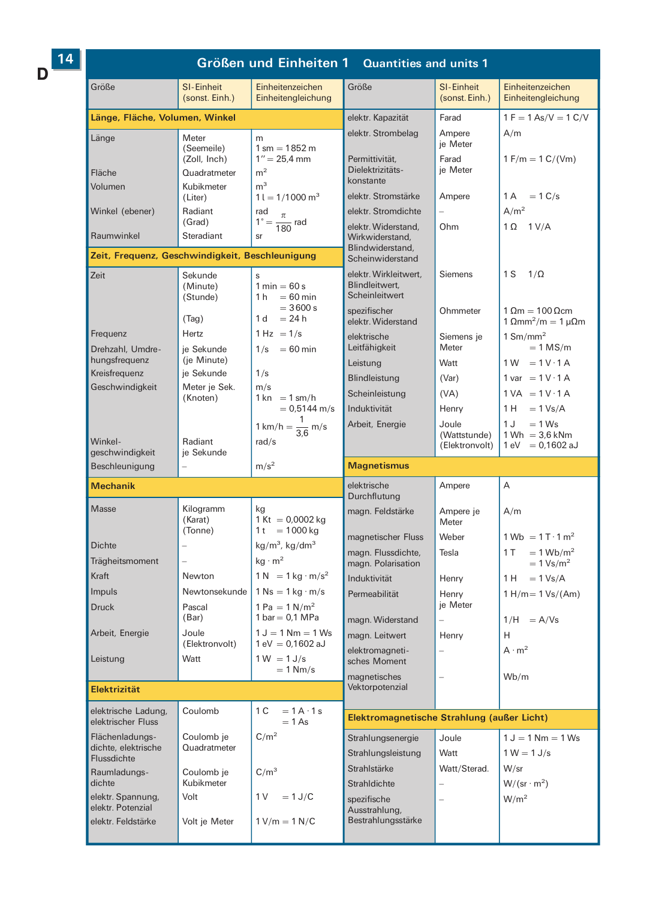# Größen und Einheiten 1 — Quantities and units 1

| Größe | SI-Einheit (sonst. Einh.) | Einheitenzeichen Einheitengleichung |
|---|---|---|
| **Länge, Fläche, Volumen, Winkel** | | |
| Länge | Meter (Seemeile) (Zoll, Inch) | m <br> 1 sm = 1852 m <br> 1″ = 25,4 mm |
| Fläche | Quadratmeter | $m^2$ |
| Volumen | Kubikmeter (Liter) | $m^3$ <br> 1 l = 1/1000 $m^3$ |
| Winkel (ebener) | Radiant (Grad) | rad <br> $1° = \frac{\pi}{180}$ rad |
| Raumwinkel | Steradiant | sr |
| **Zeit, Frequenz, Geschwindigkeit, Beschleunigung** | | |
| Zeit | Sekunde (Minute) (Stunde) (Tag) | s <br> 1 min = 60 s <br> 1 h = 60 min = 3600 s <br> 1 d = 24 h |
| Frequenz | Hertz | 1 Hz = 1/s |
| Drehzahl, Umdrehungsfrequenz | je Sekunde (je Minute) | 1/s = 60 min |
| Kreisfrequenz | je Sekunde | 1/s |
| Geschwindigkeit | Meter je Sek. (Knoten) | m/s <br> 1 kn = 1 sm/h = 0,5144 m/s <br> 1 km/h = $\frac{1}{3{,}6}$ m/s |
| Winkelgeschwindigkeit | Radiant je Sekunde | rad/s |
| Beschleunigung | – | $m/s^2$ |
| **Mechanik** | | |
| Masse | Kilogramm (Karat) (Tonne) | kg <br> 1 Kt = 0,0002 kg <br> 1 t = 1000 kg |
| Dichte | – | $kg/m^3$, $kg/dm^3$ |
| Trägheitsmoment | – | $kg \cdot m^2$ |
| Kraft | Newton | 1 N = 1 $kg \cdot m/s^2$ |
| Impuls | Newtonsekunde | 1 Ns = 1 kg · m/s |
| Druck | Pascal (Bar) | 1 Pa = 1 $N/m^2$ <br> 1 bar = 0,1 MPa |
| Arbeit, Energie | Joule (Elektronvolt) | 1 J = 1 Nm = 1 Ws <br> 1 eV = 0,1602 aJ |
| Leistung | Watt | 1 W = 1 J/s = 1 Nm/s |
| **Elektrizität** | | |
| elektrische Ladung, elektrischer Fluss | Coulomb | 1 C = 1 A · 1 s = 1 As |
| Flächenladungsdichte, elektrische Flussdichte | Coulomb je Quadratmeter | $C/m^2$ |
| Raumladungsdichte | Coulomb je Kubikmeter | $C/m^3$ |
| elektr. Spannung, elektr. Potenzial | Volt | 1 V = 1 J/C |
| elektr. Feldstärke | Volt je Meter | 1 V/m = 1 N/C |
| elektr. Kapazität | Farad | 1 F = 1 As/V = 1 C/V |
| elektr. Strombelag | Ampere je Meter | A/m |
| Permittivität, Dielektrizitätskonstante | Farad je Meter | 1 F/m = 1 C/(Vm) |
| elektr. Stromstärke | Ampere | 1 A = 1 C/s |
| elektr. Stromdichte | – | $A/m^2$ |
| elektr. Widerstand, Wirkwiderstand, Blindwiderstand, Scheinwiderstand | Ohm | 1 Ω 1 V/A |
| elektr. Wirkleitwert, Blindleitwert, Scheinleitwert | Siemens | 1 S 1/Ω |
| spezifischer elektr. Widerstand | Ohmmeter | 1 Ωm = 100 Ωcm <br> 1 $\Omega mm^2/m$ = 1 μΩm |
| elektrische Leitfähigkeit | Siemens je Meter | 1 $Sm/mm^2$ = 1 MS/m |
| Leistung | Watt | 1 W = 1 V · 1 A |
| Blindleistung | (Var) | 1 var = 1 V · 1 A |
| Scheinleistung | (VA) | 1 VA = 1 V · 1 A |
| Induktivität | Henry | 1 H = 1 Vs/A |
| Arbeit, Energie | Joule (Wattstunde) (Elektronvolt) | 1 J = 1 Ws <br> 1 Wh = 3,6 kNm <br> 1 eV = 0,1602 aJ |
| **Magnetismus** | | |
| elektrische Durchflutung | Ampere | A |
| magn. Feldstärke | Ampere je Meter | A/m |
| magnetischer Fluss | Weber | 1 Wb = 1 T · 1 $m^2$ |
| magn. Flussdichte, magn. Polarisation | Tesla | 1 T = 1 $Wb/m^2$ = 1 $Vs/m^2$ |
| Induktivität | Henry | 1 H = 1 Vs/A |
| Permeabilität | Henry je Meter | 1 H/m = 1 Vs/(Am) |
| magn. Widerstand | – | 1/H = A/Vs |
| magn. Leitwert | Henry | H |
| elektromagnetisches Moment | – | $A \cdot m^2$ |
| magnetisches Vektorpotenzial | – | Wb/m |
| **Elektromagnetische Strahlung (außer Licht)** | | |
| Strahlungsenergie | Joule | 1 J = 1 Nm = 1 Ws |
| Strahlungsleistung | Watt | 1 W = 1 J/s |
| Strahlstärke | Watt/Sterad. | W/sr |
| Strahldichte | – | $W/(sr \cdot m^2)$ |
| spezifische Ausstrahlung, Bestrahlungsstärke | – | $W/m^2$ |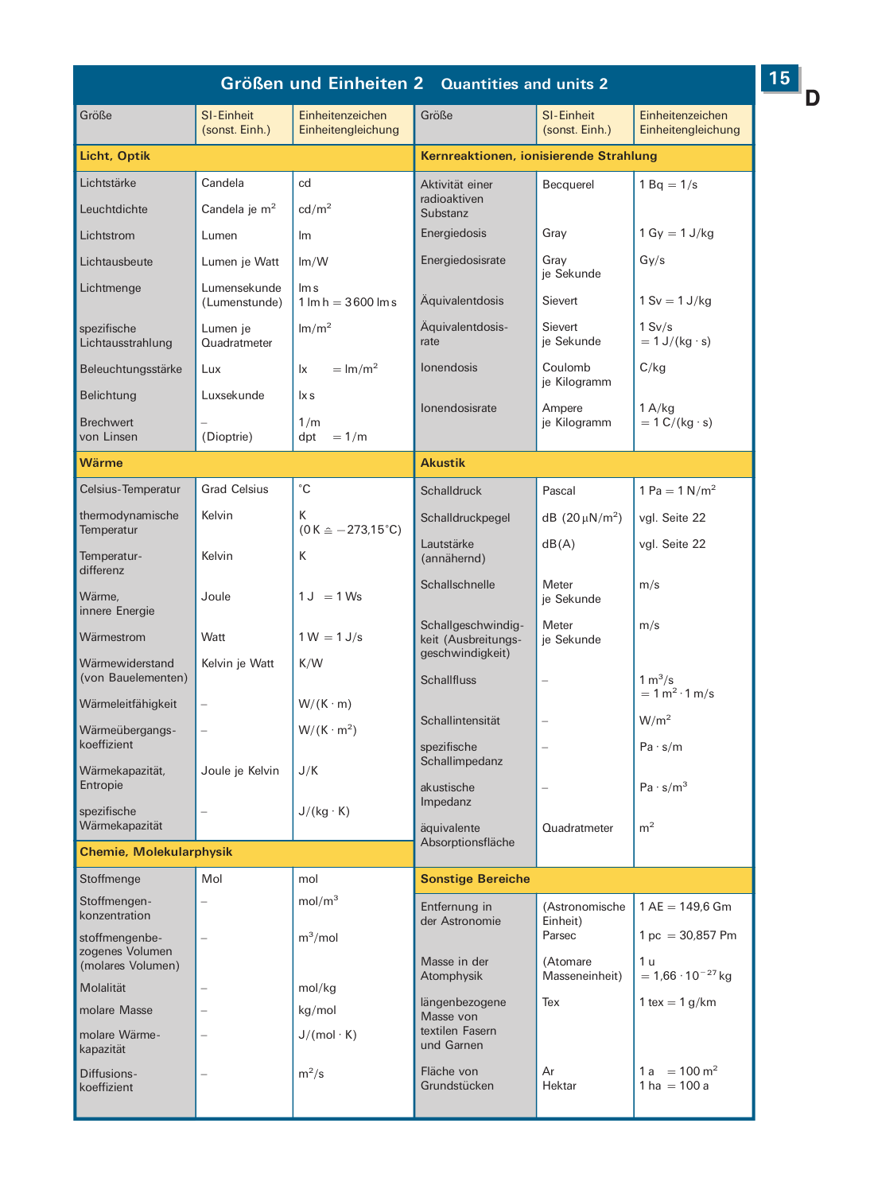# Größen und Einheiten 2 — Quantities and units 2

| Größe | SI-Einheit (sonst. Einh.) | Einheitenzeichen Einheitengleichung |
|---|---|---|
| **Licht, Optik** | | |
| Lichtstärke | Candela | cd |
| Leuchtdichte | Candela je $m^2$ | $cd/m^2$ |
| Lichtstrom | Lumen | lm |
| Lichtausbeute | Lumen je Watt | lm/W |
| Lichtmenge | Lumensekunde (Lumenstunde) | lm s<br>1 lm h = 3600 lm s |
| spezifische Lichtausstrahlung | Lumen je Quadratmeter | $lm/m^2$ |
| Beleuchtungsstärke | Lux | lx = $lm/m^2$ |
| Belichtung | Luxsekunde | lx s |
| Brechwert von Linsen | –<br>(Dioptrie) | 1/m<br>dpt = 1/m |
| **Wärme** | | |
| Celsius-Temperatur | Grad Celsius | °C |
| thermodynamische Temperatur | Kelvin | K<br>(0 K ≙ −273,15°C) |
| Temperatur-differenz | Kelvin | K |
| Wärme, innere Energie | Joule | 1 J = 1 Ws |
| Wärmestrom | Watt | 1 W = 1 J/s |
| Wärmewiderstand (von Bauelementen) | Kelvin je Watt | K/W |
| Wärmeleitfähigkeit | – | W/(K · m) |
| Wärmeübergangs-koeffizient | – | $W/(K \cdot m^2)$ |
| Wärmekapazität, Entropie | Joule je Kelvin | J/K |
| spezifische Wärmekapazität | – | J/(kg · K) |
| **Chemie, Molekularphysik** | | |
| Stoffmenge | Mol | mol |
| Stoffmengen-konzentration | – | $mol/m^3$ |
| stoffmengenbe-zogenes Volumen (molares Volumen) | – | $m^3/mol$ |
| Molalität | – | mol/kg |
| molare Masse | – | kg/mol |
| molare Wärme-kapazität | – | J/(mol · K) |
| Diffusions-koeffizient | – | $m^2/s$ |

| Größe | SI-Einheit (sonst. Einh.) | Einheitenzeichen Einheitengleichung |
|---|---|---|
| **Kernreaktionen, ionisierende Strahlung** | | |
| Aktivität einer radioaktiven Substanz | Becquerel | 1 Bq = 1/s |
| Energiedosis | Gray | 1 Gy = 1 J/kg |
| Energiedosisrate | Gray je Sekunde | Gy/s |
| Äquivalentdosis | Sievert | 1 Sv = 1 J/kg |
| Äquivalentdosis-rate | Sievert je Sekunde | 1 Sv/s<br>= 1 J/(kg · s) |
| Ionendosis | Coulomb je Kilogramm | C/kg |
| Ionendosisrate | Ampere je Kilogramm | 1 A/kg<br>= 1 C/(kg · s) |
| **Akustik** | | |
| Schalldruck | Pascal | 1 Pa = 1 $N/m^2$ |
| Schalldruckpegel | dB (20 $\mu N/m^2$) | vgl. Seite 22 |
| Lautstärke (annähernd) | dB(A) | vgl. Seite 22 |
| Schallschnelle | Meter je Sekunde | m/s |
| Schallgeschwindig-keit (Ausbreitungs-geschwindigkeit) | Meter je Sekunde | m/s |
| Schallfluss | – | 1 $m^3/s$<br>= 1 $m^2$ · 1 m/s |
| Schallintensität | – | $W/m^2$ |
| spezifische Schallimpedanz | – | Pa · s/m |
| akustische Impedanz | – | Pa · $s/m^3$ |
| äquivalente Absorptionsfläche | Quadratmeter | $m^2$ |
| **Sonstige Bereiche** | | |
| Entfernung in der Astronomie | (Astronomische Einheit)<br>Parsec | 1 AE = 149,6 Gm<br>1 pc = 30,857 Pm |
| Masse in der Atomphysik | (Atomare Masseneinheit) | 1 u<br>= 1,66 · $10^{-27}$ kg |
| längenbezogene Masse von textilen Fasern und Garnen | Tex | 1 tex = 1 g/km |
| Fläche von Grundstücken | Ar<br>Hektar | 1 a = 100 $m^2$<br>1 ha = 100 a |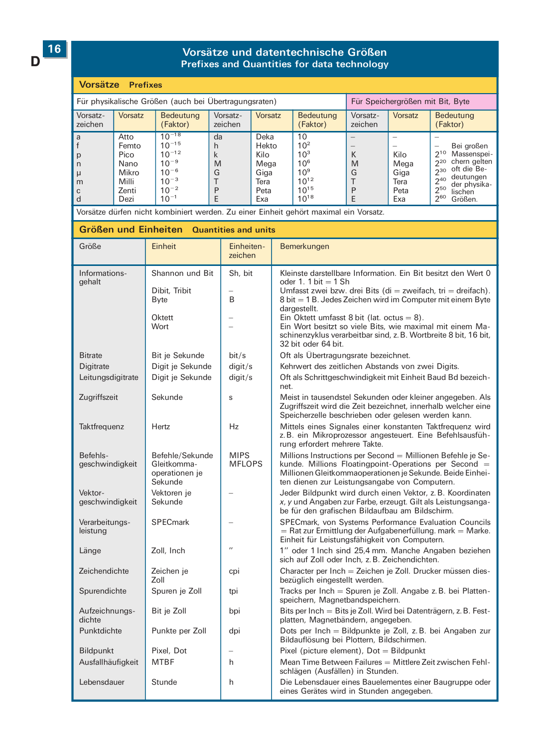# Vorsätze und datentechnische Größen
## Prefixes and Quantities for data technology

### Vorsätze Prefixes

| Für physikalische Größen (auch bei Übertragungsraten) | | | | | | Für Speichergrößen mit Bit, Byte | | |
|---|---|---|---|---|---|---|---|---|
| Vorsatzzeichen | Vorsatz | Bedeutung (Faktor) | Vorsatzzeichen | Vorsatz | Bedeutung (Faktor) | Vorsatzzeichen | Vorsatz | Bedeutung (Faktor) |
| a | Atto | $10^{-18}$ | da | Deka | 10 | – | – | – |
| f | Femto | $10^{-15}$ | h | Hekto | $10^2$ | – | – | – |
| p | Pico | $10^{-12}$ | k | Kilo | $10^3$ | K | Kilo | $2^{10}$ |
| n | Nano | $10^{-9}$ | M | Mega | $10^6$ | M | Mega | $2^{20}$ |
| µ | Mikro | $10^{-6}$ | G | Giga | $10^9$ | G | Giga | $2^{30}$ |
| m | Milli | $10^{-3}$ | T | Tera | $10^{12}$ | T | Tera | $2^{40}$ |
| c | Zenti | $10^{-2}$ | P | Peta | $10^{15}$ | P | Peta | $2^{50}$ |
| d | Dezi | $10^{-1}$ | E | Exa | $10^{18}$ | E | Exa | $2^{60}$ |

Bei großen Massenspeichern gelten oft die Bedeutungen der physikalischen Größen.

Vorsätze dürfen nicht kombiniert werden. Zu einer Einheit gehört maximal ein Vorsatz.

### Größen und Einheiten Quantities and units

| Größe | Einheit | Einheitenzeichen | Bemerkungen |
|---|---|---|---|
| Informationsgehalt | Shannon und Bit | Sh, bit | Kleinste darstellbare Information. Ein Bit besitzt den Wert 0 oder 1. 1 bit = 1 Sh |
| | Dibit, Tribit | – | Umfasst zwei bzw. drei Bits (di = zweifach, tri = dreifach). |
| | Byte | B | 8 bit = 1 B. Jedes Zeichen wird im Computer mit einem Byte dargestellt. |
| | Oktett | – | Ein Oktett umfasst 8 bit (lat. octus = 8). |
| | Wort | – | Ein Wort besitzt so viele Bits, wie maximal mit einem Maschinenzyklus verarbeitbar sind, z. B. Wortbreite 8 bit, 16 bit, 32 bit oder 64 bit. |
| Bitrate | Bit je Sekunde | bit/s | Oft als Übertragungsrate bezeichnet. |
| Digitrate | Digit je Sekunde | digit/s | Kehrwert des zeitlichen Abstands von zwei Digits. |
| Leitungsdigitrate | Digit je Sekunde | digit/s | Oft als Schrittgeschwindigkeit mit Einheit Baud Bd bezeichnet. |
| Zugriffszeit | Sekunde | s | Meist in tausendstel Sekunden oder kleiner angegeben. Als Zugriffszeit wird die Zeit bezeichnet, innerhalb welcher eine Speicherzelle beschrieben oder gelesen werden kann. |
| Taktfrequenz | Hertz | Hz | Mittels eines Signales einer konstanten Taktfrequenz wird z. B. ein Mikroprozessor angesteuert. Eine Befehlsausführung erfordert mehrere Takte. |
| Befehlsgeschwindigkeit | Befehle/Sekunde Gleitkommaoperationen je Sekunde | MIPS MFLOPS | Millions Instructions per Second = Millionen Befehle je Sekunde. Millions Floatingpoint-Operations per Second = Millionen Gleitkommaoperationen je Sekunde. Beide Einheiten dienen zur Leistungsangabe von Computern. |
| Vektorgeschwindigkeit | Vektoren je Sekunde | – | Jeder Bildpunkt wird durch einen Vektor, z. B. Koordinaten *x*, *y* und Angaben zur Farbe, erzeugt. Gilt als Leistungsangabe für den grafischen Bildaufbau am Bildschirm. |
| Verarbeitungsleistung | SPECmark | – | SPECmark, von Systems Performance Evaluation Councils = Rat zur Ermittlung der Aufgabenerfüllung. mark = Marke. Einheit für Leistungsfähigkeit von Computern. |
| Länge | Zoll, Inch | ″ | 1″ oder 1 Inch sind 25,4 mm. Manche Angaben beziehen sich auf Zoll oder Inch, z. B. Zeichendichten. |
| Zeichendichte | Zeichen je Zoll | cpi | Character per Inch = Zeichen je Zoll. Drucker müssen diesbezüglich eingestellt werden. |
| Spurendichte | Spuren je Zoll | tpi | Tracks per Inch = Spuren je Zoll. Angabe z. B. bei Plattenspeichern, Magnetbandspeichern. |
| Aufzeichnungsdichte | Bit je Zoll | bpi | Bits per Inch = Bits je Zoll. Wird bei Datenträgern, z. B. Festplatten, Magnetbändern, angegeben. |
| Punktdichte | Punkte per Zoll | dpi | Dots per Inch = Bildpunkte je Zoll, z. B. bei Angaben zur Bildauflösung bei Plottern, Bildschirmen. |
| Bildpunkt | Pixel, Dot | – | Pixel (picture element), Dot = Bildpunkt |
| Ausfallhäufigkeit | MTBF | h | Mean Time Between Failures = Mittlere Zeit zwischen Fehlschlägen (Ausfällen) in Stunden. |
| Lebensdauer | Stunde | h | Die Lebensdauer eines Bauelementes einer Baugruppe oder eines Gerätes wird in Stunden angegeben. |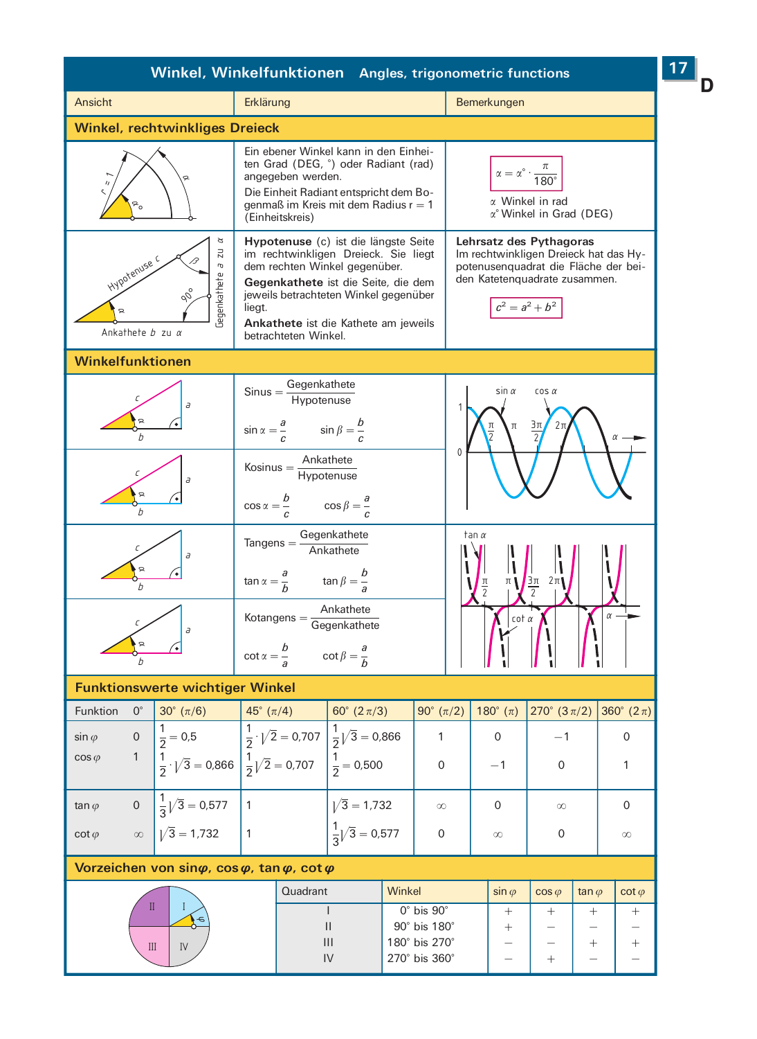# Winkel, Winkelfunktionen — Angles, trigonometric functions

| Ansicht | Erklärung | Bemerkungen |
|---|---|---|

## Winkel, rechtwinkliges Dreieck

Ein ebener Winkel kann in den Einheiten Grad (DEG, °) oder Radiant (rad) angegeben werden.

Die Einheit Radiant entspricht dem Bogenmaß im Kreis mit dem Radius r = 1 (Einheitskreis)

$$\alpha = \alpha^\circ \cdot \frac{\pi}{180^\circ}$$

$\alpha$ Winkel in rad
$\alpha^\circ$ Winkel in Grad (DEG)

**Hypotenuse** (c) ist die längste Seite im rechtwinkligen Dreieck. Sie liegt dem rechten Winkel gegenüber.

**Gegenkathete** ist die Seite, die dem jeweils betrachteten Winkel gegenüber liegt.

**Ankathete** ist die Kathete am jeweils betrachteten Winkel.

**Lehrsatz des Pythagoras**
Im rechtwinkligen Dreieck hat das Hypotenusenquadrat die Fläche der beiden Katetenquadrate zusammen.

$$c^2 = a^2 + b^2$$

## Winkelfunktionen

Sinus = $\dfrac{\text{Gegenkathete}}{\text{Hypotenuse}}$

$\sin\alpha = \dfrac{a}{c}$ $\quad\sin\beta = \dfrac{b}{c}$

Kosinus = $\dfrac{\text{Ankathete}}{\text{Hypotenuse}}$

$\cos\alpha = \dfrac{b}{c}$ $\quad\cos\beta = \dfrac{a}{c}$

Tangens = $\dfrac{\text{Gegenkathete}}{\text{Ankathete}}$

$\tan\alpha = \dfrac{a}{b}$ $\quad\tan\beta = \dfrac{b}{a}$

Kotangens = $\dfrac{\text{Ankathete}}{\text{Gegenkathete}}$

$\cot\alpha = \dfrac{b}{a}$ $\quad\cot\beta = \dfrac{a}{b}$

## Funktionswerte wichtiger Winkel

| Funktion | 0° | 30° ($\pi/6$) | 45° ($\pi/4$) | 60° ($2\pi/3$) | 90° ($\pi/2$) | 180° ($\pi$) | 270° ($3\pi/2$) | 360° ($2\pi$) |
|---|---|---|---|---|---|---|---|---|
| $\sin\varphi$ | 0 | $\frac{1}{2} = 0{,}5$ | $\frac{1}{2}\cdot\sqrt{2} = 0{,}707$ | $\frac{1}{2}\sqrt{3} = 0{,}866$ | 1 | 0 | $-1$ | 0 |
| $\cos\varphi$ | 1 | $\frac{1}{2}\cdot\sqrt{3} = 0{,}866$ | $\frac{1}{2}\sqrt{2} = 0{,}707$ | $\frac{1}{2} = 0{,}500$ | 0 | $-1$ | 0 | 1 |
| $\tan\varphi$ | 0 | $\frac{1}{3}\sqrt{3} = 0{,}577$ | 1 | $\sqrt{3} = 1{,}732$ | $\infty$ | 0 | $\infty$ | 0 |
| $\cot\varphi$ | $\infty$ | $\sqrt{3} = 1{,}732$ | 1 | $\frac{1}{3}\sqrt{3} = 0{,}577$ | 0 | $\infty$ | 0 | $\infty$ |

## Vorzeichen von sin$\varphi$, cos$\varphi$, tan$\varphi$, cot$\varphi$

| Quadrant | Winkel | $\sin\varphi$ | $\cos\varphi$ | $\tan\varphi$ | $\cot\varphi$ |
|---|---|---|---|---|---|
| I | 0° bis 90° | + | + | + | + |
| II | 90° bis 180° | + | − | − | − |
| III | 180° bis 270° | − | − | + | + |
| IV | 270° bis 360° | − | + | − | − |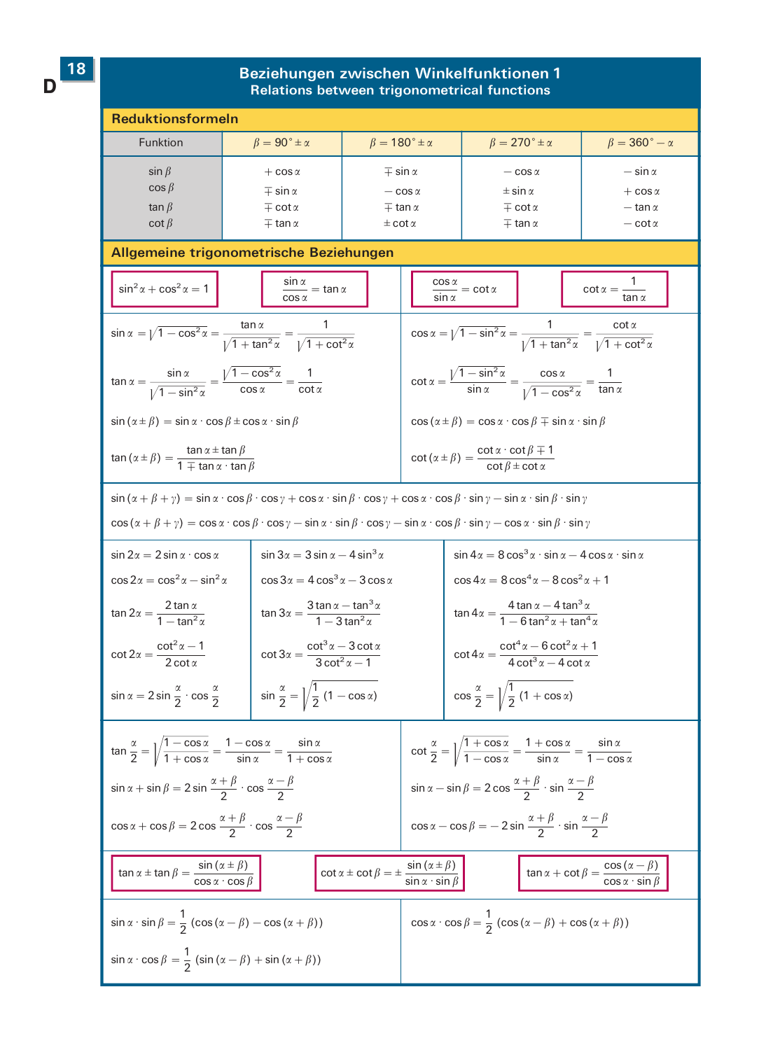# Beziehungen zwischen Winkelfunktionen 1
## Relations between trigonometrical functions

### Reduktionsformeln

| Funktion | $\beta = 90° \pm \alpha$ | $\beta = 180° \pm \alpha$ | $\beta = 270° \pm \alpha$ | $\beta = 360° - \alpha$ |
|---|---|---|---|---|
| $\sin\beta$ | $+\cos\alpha$ | $\mp\sin\alpha$ | $-\cos\alpha$ | $-\sin\alpha$ |
| $\cos\beta$ | $\mp\sin\alpha$ | $-\cos\alpha$ | $\pm\sin\alpha$ | $+\cos\alpha$ |
| $\tan\beta$ | $\mp\cot\alpha$ | $\mp\tan\alpha$ | $\mp\cot\alpha$ | $-\tan\alpha$ |
| $\cot\beta$ | $\mp\tan\alpha$ | $\pm\cot\alpha$ | $\mp\tan\alpha$ | $-\cot\alpha$ |

### Allgemeine trigonometrische Beziehungen

$$\sin^2\alpha + \cos^2\alpha = 1 \qquad \frac{\sin\alpha}{\cos\alpha} = \tan\alpha \qquad \frac{\cos\alpha}{\sin\alpha} = \cot\alpha \qquad \cot\alpha = \frac{1}{\tan\alpha}$$

$$\sin\alpha = \sqrt{1-\cos^2\alpha} = \frac{\tan\alpha}{\sqrt{1+\tan^2\alpha}} = \frac{1}{\sqrt{1+\cot^2\alpha}}$$

$$\cos\alpha = \sqrt{1-\sin^2\alpha} = \frac{1}{\sqrt{1+\tan^2\alpha}} = \frac{\cot\alpha}{\sqrt{1+\cot^2\alpha}}$$

$$\tan\alpha = \frac{\sin\alpha}{\sqrt{1-\sin^2\alpha}} = \frac{\sqrt{1-\cos^2\alpha}}{\cos\alpha} = \frac{1}{\cot\alpha}$$

$$\cot\alpha = \frac{\sqrt{1-\sin^2\alpha}}{\sin\alpha} = \frac{\cos\alpha}{\sqrt{1-\cos^2\alpha}} = \frac{1}{\tan\alpha}$$

$$\sin(\alpha \pm \beta) = \sin\alpha \cdot \cos\beta \pm \cos\alpha \cdot \sin\beta$$

$$\cos(\alpha \pm \beta) = \cos\alpha \cdot \cos\beta \mp \sin\alpha \cdot \sin\beta$$

$$\tan(\alpha \pm \beta) = \frac{\tan\alpha \pm \tan\beta}{1 \mp \tan\alpha \cdot \tan\beta}$$

$$\cot(\alpha \pm \beta) = \frac{\cot\alpha \cdot \cot\beta \mp 1}{\cot\beta \pm \cot\alpha}$$

$$\sin(\alpha+\beta+\gamma) = \sin\alpha \cdot \cos\beta \cdot \cos\gamma + \cos\alpha \cdot \sin\beta \cdot \cos\gamma + \cos\alpha \cdot \cos\beta \cdot \sin\gamma - \sin\alpha \cdot \sin\beta \cdot \sin\gamma$$

$$\cos(\alpha+\beta+\gamma) = \cos\alpha \cdot \cos\beta \cdot \cos\gamma - \sin\alpha \cdot \sin\beta \cdot \cos\gamma - \sin\alpha \cdot \cos\beta \cdot \sin\gamma - \cos\alpha \cdot \sin\beta \cdot \sin\gamma$$

$$\sin 2\alpha = 2\sin\alpha \cdot \cos\alpha$$

$$\cos 2\alpha = \cos^2\alpha - \sin^2\alpha$$

$$\tan 2\alpha = \frac{2\tan\alpha}{1-\tan^2\alpha}$$

$$\cot 2\alpha = \frac{\cot^2\alpha - 1}{2\cot\alpha}$$

$$\sin\alpha = 2\sin\frac{\alpha}{2} \cdot \cos\frac{\alpha}{2}$$

$$\sin 3\alpha = 3\sin\alpha - 4\sin^3\alpha$$

$$\cos 3\alpha = 4\cos^3\alpha - 3\cos\alpha$$

$$\tan 3\alpha = \frac{3\tan\alpha - \tan^3\alpha}{1 - 3\tan^2\alpha}$$

$$\cot 3\alpha = \frac{\cot^3\alpha - 3\cot\alpha}{3\cot^2\alpha - 1}$$

$$\sin\frac{\alpha}{2} = \sqrt{\frac{1}{2}(1-\cos\alpha)}$$

$$\sin 4\alpha = 8\cos^3\alpha \cdot \sin\alpha - 4\cos\alpha \cdot \sin\alpha$$

$$\cos 4\alpha = 8\cos^4\alpha - 8\cos^2\alpha + 1$$

$$\tan 4\alpha = \frac{4\tan\alpha - 4\tan^3\alpha}{1 - 6\tan^2\alpha + \tan^4\alpha}$$

$$\cot 4\alpha = \frac{\cot^4\alpha - 6\cot^2\alpha + 1}{4\cot^3\alpha - 4\cot\alpha}$$

$$\cos\frac{\alpha}{2} = \sqrt{\frac{1}{2}(1+\cos\alpha)}$$

$$\tan\frac{\alpha}{2} = \sqrt{\frac{1-\cos\alpha}{1+\cos\alpha}} = \frac{1-\cos\alpha}{\sin\alpha} = \frac{\sin\alpha}{1+\cos\alpha}$$

$$\cot\frac{\alpha}{2} = \sqrt{\frac{1+\cos\alpha}{1-\cos\alpha}} = \frac{1+\cos\alpha}{\sin\alpha} = \frac{\sin\alpha}{1-\cos\alpha}$$

$$\sin\alpha + \sin\beta = 2\sin\frac{\alpha+\beta}{2} \cdot \cos\frac{\alpha-\beta}{2}$$

$$\sin\alpha - \sin\beta = 2\cos\frac{\alpha+\beta}{2} \cdot \sin\frac{\alpha-\beta}{2}$$

$$\cos\alpha + \cos\beta = 2\cos\frac{\alpha+\beta}{2} \cdot \cos\frac{\alpha-\beta}{2}$$

$$\cos\alpha - \cos\beta = -2\sin\frac{\alpha+\beta}{2} \cdot \sin\frac{\alpha-\beta}{2}$$

$$\tan\alpha \pm \tan\beta = \frac{\sin(\alpha \pm \beta)}{\cos\alpha \cdot \cos\beta} \qquad \cot\alpha \pm \cot\beta = \pm\frac{\sin(\alpha \pm \beta)}{\sin\alpha \cdot \sin\beta} \qquad \tan\alpha + \cot\beta = \frac{\cos(\alpha-\beta)}{\cos\alpha \cdot \sin\beta}$$

$$\sin\alpha \cdot \sin\beta = \frac{1}{2}(\cos(\alpha-\beta) - \cos(\alpha+\beta))$$

$$\sin\alpha \cdot \cos\beta = \frac{1}{2}(\sin(\alpha-\beta) + \sin(\alpha+\beta))$$

$$\cos\alpha \cdot \cos\beta = \frac{1}{2}(\cos(\alpha-\beta) + \cos(\alpha+\beta))$$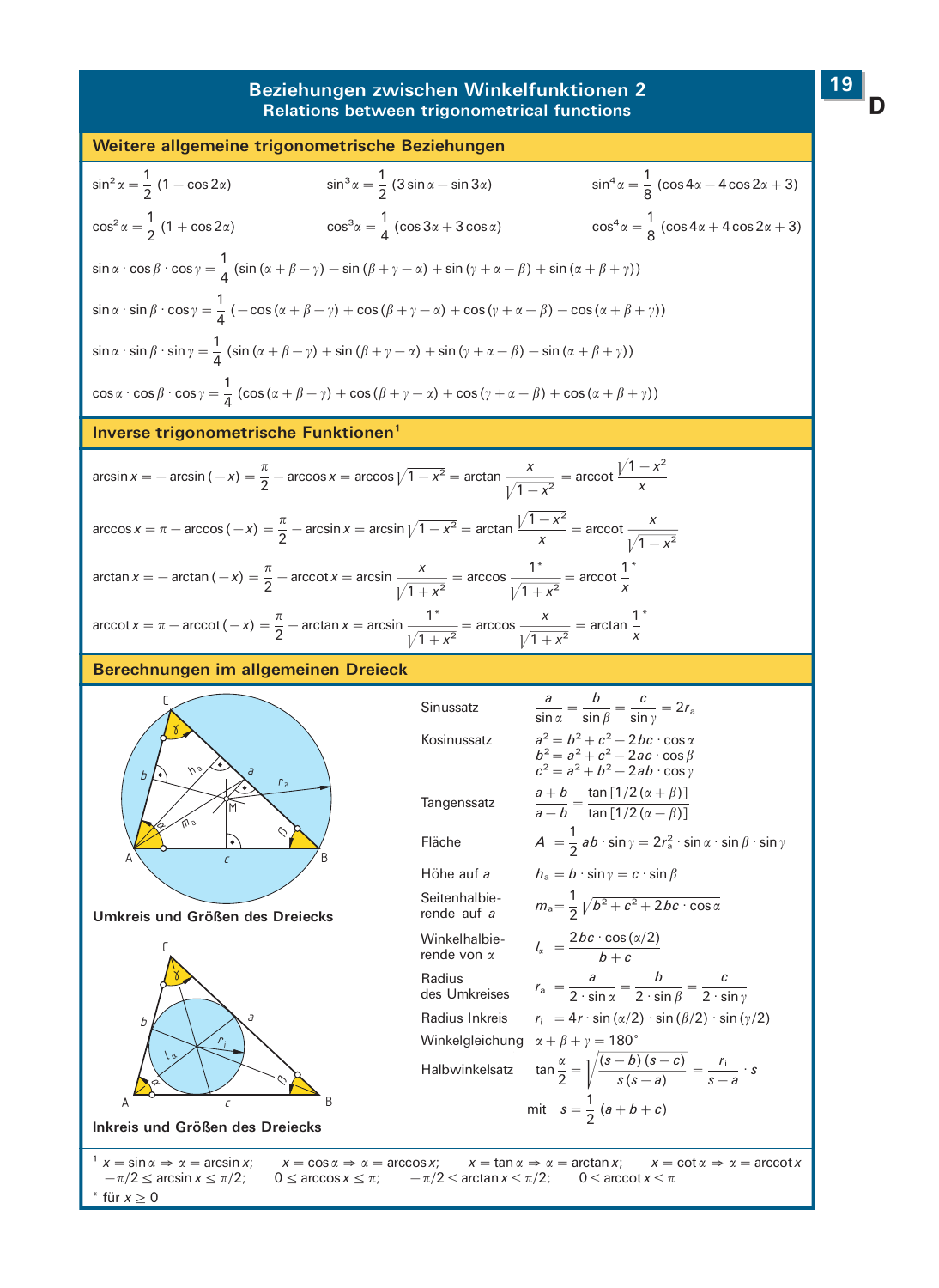# Beziehungen zwischen Winkelfunktionen 2
## Relations between trigonometrical functions

### Weitere allgemeine trigonometrische Beziehungen

$$\sin^2\alpha = \frac{1}{2}(1-\cos 2\alpha) \qquad \sin^3\alpha = \frac{1}{2}(3\sin\alpha - \sin 3\alpha) \qquad \sin^4\alpha = \frac{1}{8}(\cos 4\alpha - 4\cos 2\alpha + 3)$$

$$\cos^2\alpha = \frac{1}{2}(1+\cos 2\alpha) \qquad \cos^3\alpha = \frac{1}{4}(\cos 3\alpha + 3\cos\alpha) \qquad \cos^4\alpha = \frac{1}{8}(\cos 4\alpha + 4\cos 2\alpha + 3)$$

$$\sin\alpha\cdot\cos\beta\cdot\cos\gamma = \frac{1}{4}(\sin(\alpha+\beta-\gamma) - \sin(\beta+\gamma-\alpha) + \sin(\gamma+\alpha-\beta) + \sin(\alpha+\beta+\gamma))$$

$$\sin\alpha\cdot\sin\beta\cdot\cos\gamma = \frac{1}{4}(-\cos(\alpha+\beta-\gamma) + \cos(\beta+\gamma-\alpha) + \cos(\gamma+\alpha-\beta) - \cos(\alpha+\beta+\gamma))$$

$$\sin\alpha\cdot\sin\beta\cdot\sin\gamma = \frac{1}{4}(\sin(\alpha+\beta-\gamma) + \sin(\beta+\gamma-\alpha) + \sin(\gamma+\alpha-\beta) - \sin(\alpha+\beta+\gamma))$$

$$\cos\alpha\cdot\cos\beta\cdot\cos\gamma = \frac{1}{4}(\cos(\alpha+\beta-\gamma) + \cos(\beta+\gamma-\alpha) + \cos(\gamma+\alpha-\beta) + \cos(\alpha+\beta+\gamma))$$

### Inverse trigonometrische Funktionen[1]

$$\arcsin x = -\arcsin(-x) = \frac{\pi}{2} - \arccos x = \arccos\sqrt{1-x^2} = \arctan\frac{x}{\sqrt{1-x^2}} = \operatorname{arccot}\frac{\sqrt{1-x^2}}{x}$$

$$\arccos x = \pi - \arccos(-x) = \frac{\pi}{2} - \arcsin x = \arcsin\sqrt{1-x^2} = \arctan\frac{\sqrt{1-x^2}}{x} = \operatorname{arccot}\frac{x}{\sqrt{1-x^2}}$$

$$\arctan x = -\arctan(-x) = \frac{\pi}{2} - \operatorname{arccot} x = \arcsin\frac{x}{\sqrt{1+x^2}} = \arccos\frac{1^*}{\sqrt{1+x^2}} = \operatorname{arccot}\frac{1^*}{x}$$

$$\operatorname{arccot} x = \pi - \operatorname{arccot}(-x) = \frac{\pi}{2} - \arctan x = \arcsin\frac{1^*}{\sqrt{1+x^2}} = \arccos\frac{x}{\sqrt{1+x^2}} = \arctan\frac{1^*}{x}$$

### Berechnungen im allgemeinen Dreieck

Umkreis und Größen des Dreiecks

Inkreis und Größen des Dreiecks

| | |
|---|---|
| Sinussatz | $\dfrac{a}{\sin\alpha} = \dfrac{b}{\sin\beta} = \dfrac{c}{\sin\gamma} = 2r_a$ |
| Kosinussatz | $a^2 = b^2 + c^2 - 2bc\cdot\cos\alpha$<br>$b^2 = a^2 + c^2 - 2ac\cdot\cos\beta$<br>$c^2 = a^2 + b^2 - 2ab\cdot\cos\gamma$ |
| Tangenssatz | $\dfrac{a+b}{a-b} = \dfrac{\tan[1/2(\alpha+\beta)]}{\tan[1/2(\alpha-\beta)]}$ |
| Fläche | $A = \dfrac{1}{2}ab\cdot\sin\gamma = 2r_a^2\cdot\sin\alpha\cdot\sin\beta\cdot\sin\gamma$ |
| Höhe auf $a$ | $h_a = b\cdot\sin\gamma = c\cdot\sin\beta$ |
| Seitenhalbierende auf $a$ | $m_a = \dfrac{1}{2}\sqrt{b^2 + c^2 + 2bc\cdot\cos\alpha}$ |
| Winkelhalbierende von $\alpha$ | $l_\alpha = \dfrac{2bc\cdot\cos(\alpha/2)}{b+c}$ |
| Radius des Umkreises | $r_a = \dfrac{a}{2\cdot\sin\alpha} = \dfrac{b}{2\cdot\sin\beta} = \dfrac{c}{2\cdot\sin\gamma}$ |
| Radius Inkreis | $r_i = 4r\cdot\sin(\alpha/2)\cdot\sin(\beta/2)\cdot\sin(\gamma/2)$ |
| Winkelgleichung | $\alpha + \beta + \gamma = 180°$ |
| Halbwinkelsatz | $\tan\dfrac{\alpha}{2} = \sqrt{\dfrac{(s-b)(s-c)}{s(s-a)}} = \dfrac{r_i}{s-a}\cdot s$<br>mit $s = \dfrac{1}{2}(a+b+c)$ |

[1] $x = \sin\alpha \Rightarrow \alpha = \arcsin x$; $-\pi/2 \le \arcsin x \le \pi/2$; $x = \cos\alpha \Rightarrow \alpha = \arccos x$; $0 \le \arccos x \le \pi$; $x = \tan\alpha \Rightarrow \alpha = \arctan x$; $-\pi/2 < \arctan x < \pi/2$; $x = \cot\alpha \Rightarrow \alpha = \operatorname{arccot} x$; $0 < \operatorname{arccot} x < \pi$

* für $x \ge 0$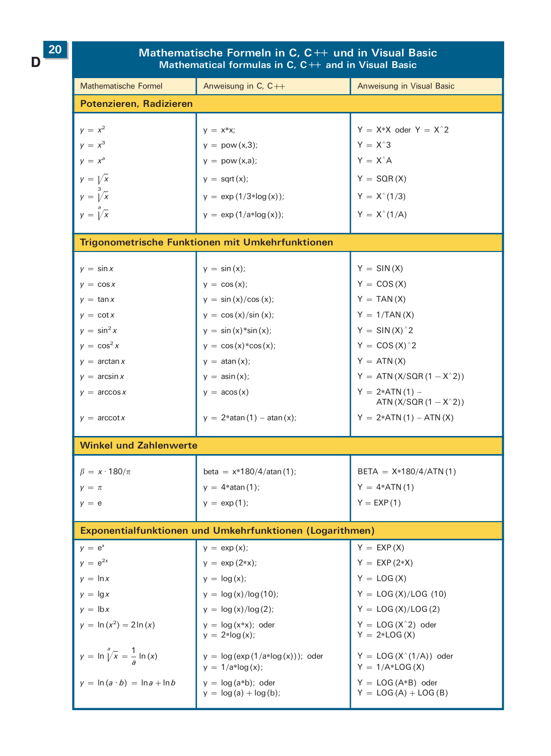## Mathematische Formeln in C, C++ und in Visual Basic
### Mathematical formulas in C, C++ and in Visual Basic

| Mathematische Formel | Anweisung in C, C++ | Anweisung in Visual Basic |
|---|---|---|
| **Potenzieren, Radizieren** | | |
| $y = x^2$ | y = x*x; | Y = X*X oder Y = X^2 |
| $y = x^3$ | y = pow (x,3); | Y = X^3 |
| $y = x^a$ | y = pow (x,a); | Y = X^A |
| $y = \sqrt{x}$ | y = sqrt (x); | Y = SQR (X) |
| $y = \sqrt[3]{x}$ | y = exp (1/3*log (x)); | Y = X^(1/3) |
| $y = \sqrt[a]{x}$ | y = exp (1/a*log (x)); | Y = X^(1/A) |
| **Trigonometrische Funktionen mit Umkehrfunktionen** | | |
| $y = \sin x$ | y = sin (x); | Y = SIN (X) |
| $y = \cos x$ | y = cos (x); | Y = COS (X) |
| $y = \tan x$ | y = sin (x)/cos (x); | Y = TAN (X) |
| $y = \cot x$ | y = cos (x)/sin (x); | Y = 1/TAN (X) |
| $y = \sin^2 x$ | y = sin (x)*sin (x); | Y = SIN (X)^2 |
| $y = \cos^2 x$ | y = cos (x)*cos (x); | Y = COS (X)^2 |
| $y = \arctan x$ | y = atan (x); | Y = ATN (X) |
| $y = \arcsin x$ | y = asin (x); | Y = ATN (X/SQR (1 – X^2)) |
| $y = \arccos x$ | y = acos (x) | Y = 2*ATN (1) – ATN (X/SQR (1 – X^2)) |
| $y = \text{arccot}\, x$ | y = 2*atan (1) – atan (x); | Y = 2*ATN (1) – ATN (X) |
| **Winkel und Zahlenwerte** | | |
| $\beta = x \cdot 180/\pi$ | beta = x*180/4/atan (1); | BETA = X*180/4/ATN (1) |
| $y = \pi$ | y = 4*atan (1); | Y = 4*ATN (1) |
| $y = \mathrm{e}$ | y = exp (1); | Y = EXP (1) |
| **Exponentialfunktionen und Umkehrfunktionen (Logarithmen)** | | |
| $y = \mathrm{e}^x$ | y = exp (x); | Y = EXP (X) |
| $y = \mathrm{e}^{2x}$ | y = exp (2*x); | Y = EXP (2*X) |
| $y = \ln x$ | y = log (x); | Y = LOG (X) |
| $y = \lg x$ | y = log (x)/log (10); | Y = LOG (X)/LOG (10) |
| $y = \text{lb}\, x$ | y = log (x)/log (2); | Y = LOG (X)/LOG (2) |
| $y = \ln (x^2) = 2 \ln (x)$ | y = log (x*x); oder y = 2*log (x); | Y = LOG (X^2) oder Y = 2*LOG (X) |
| $y = \ln \sqrt[a]{x} = \frac{1}{a} \ln (x)$ | y = log (exp (1/a*log (x))); oder y = 1/a*log (x); | Y = LOG (X^(1/A)) oder Y = 1/A*LOG (X) |
| $y = \ln (a \cdot b) = \ln a + \ln b$ | y = log (a*b); oder y = log (a) + log (b); | Y = LOG (A*B) oder Y = LOG (A) + LOG (B) |